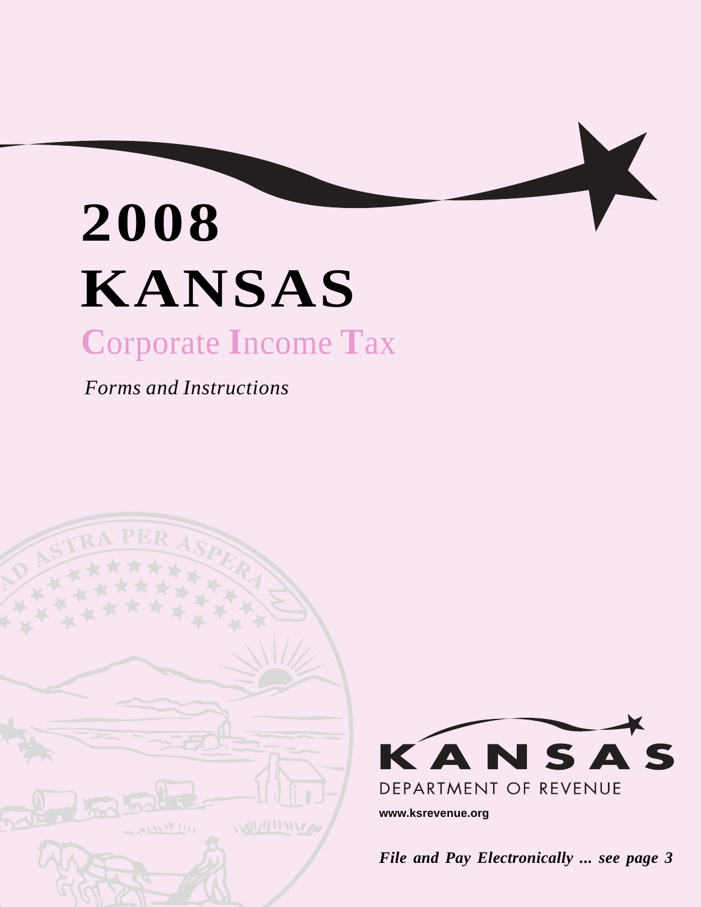# 2008 KANSAS

## Corporate Income Tax

*Forms and Instructions*

KANSAS DEPARTMENT OF REVENUE

**www.ksrevenue.org**

***File and Pay Electronically ... see page 3***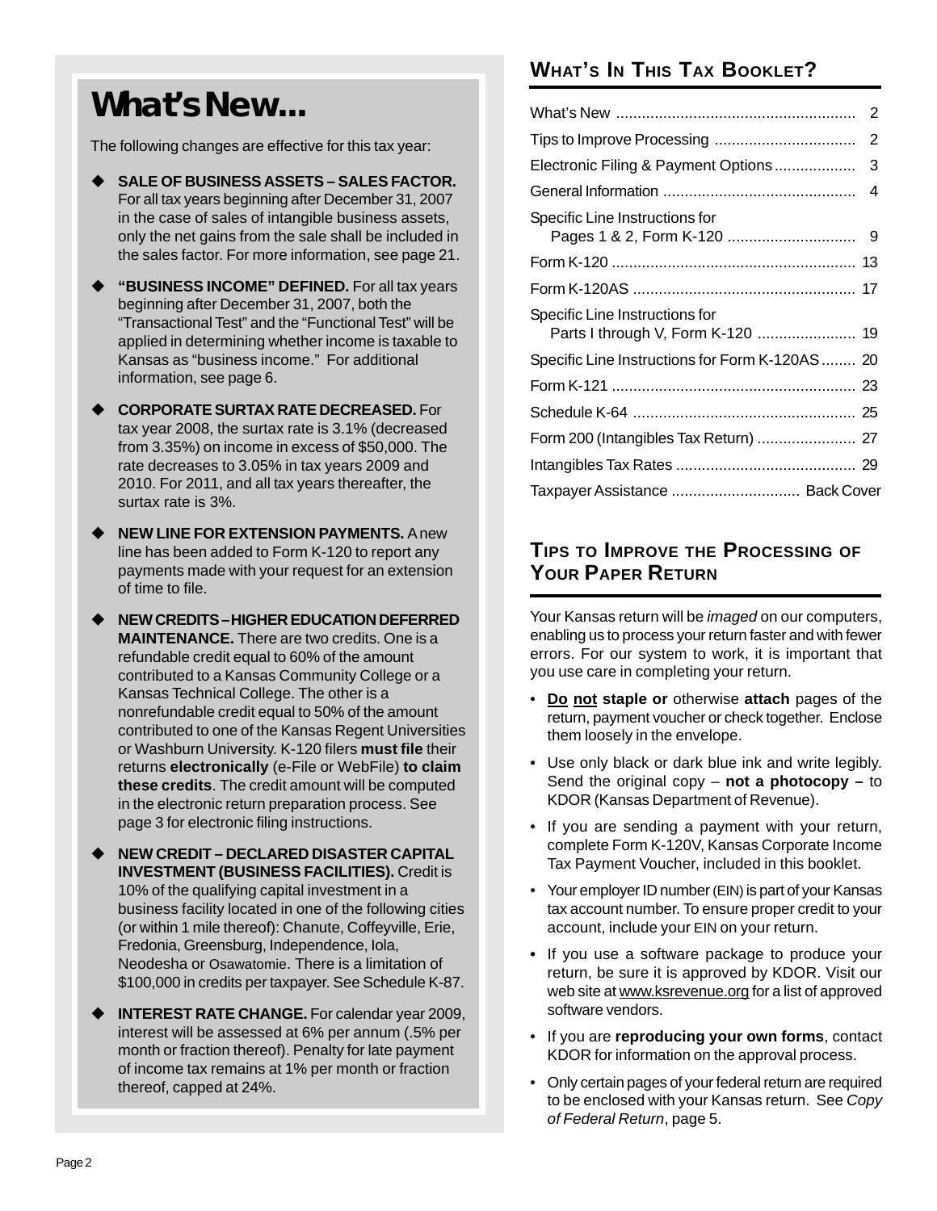# What's New...

The following changes are effective for this tax year:

- **SALE OF BUSINESS ASSETS – SALES FACTOR.** For all tax years beginning after December 31, 2007 in the case of sales of intangible business assets, only the net gains from the sale shall be included in the sales factor. For more information, see page 21.
- **"BUSINESS INCOME" DEFINED.** For all tax years beginning after December 31, 2007, both the "Transactional Test" and the "Functional Test" will be applied in determining whether income is taxable to Kansas as "business income." For additional information, see page 6.
- **CORPORATE SURTAX RATE DECREASED.** For tax year 2008, the surtax rate is 3.1% (decreased from 3.35%) on income in excess of $50,000. The rate decreases to 3.05% in tax years 2009 and 2010. For 2011, and all tax years thereafter, the surtax rate is 3%.
- **NEW LINE FOR EXTENSION PAYMENTS.** A new line has been added to Form K-120 to report any payments made with your request for an extension of time to file.
- **NEW CREDITS – HIGHER EDUCATION DEFERRED MAINTENANCE.** There are two credits. One is a refundable credit equal to 60% of the amount contributed to a Kansas Community College or a Kansas Technical College. The other is a nonrefundable credit equal to 50% of the amount contributed to one of the Kansas Regent Universities or Washburn University. K-120 filers **must file** their returns **electronically** (e-File or WebFile) **to claim these credits**. The credit amount will be computed in the electronic return preparation process. See page 3 for electronic filing instructions.
- **NEW CREDIT – DECLARED DISASTER CAPITAL INVESTMENT (BUSINESS FACILITIES).** Credit is 10% of the qualifying capital investment in a business facility located in one of the following cities (or within 1 mile thereof): Chanute, Coffeyville, Erie, Fredonia, Greensburg, Independence, Iola, Neodesha or Osawatomie. There is a limitation of $100,000 in credits per taxpayer. See Schedule K-87.
- **INTEREST RATE CHANGE.** For calendar year 2009, interest will be assessed at 6% per annum (.5% per month or fraction thereof). Penalty for late payment of income tax remains at 1% per month or fraction thereof, capped at 24%.

## WHAT'S IN THIS TAX BOOKLET?

| | |
|---|---|
| What's New | 2 |
| Tips to Improve Processing | 2 |
| Electronic Filing & Payment Options | 3 |
| General Information | 4 |
| Specific Line Instructions for Pages 1 & 2, Form K-120 | 9 |
| Form K-120 | 13 |
| Form K-120AS | 17 |
| Specific Line Instructions for Parts I through V, Form K-120 | 19 |
| Specific Line Instructions for Form K-120AS | 20 |
| Form K-121 | 23 |
| Schedule K-64 | 25 |
| Form 200 (Intangibles Tax Return) | 27 |
| Intangibles Tax Rates | 29 |
| Taxpayer Assistance | Back Cover |

## TIPS TO IMPROVE THE PROCESSING OF YOUR PAPER RETURN

Your Kansas return will be *imaged* on our computers, enabling us to process your return faster and with fewer errors. For our system to work, it is important that you use care in completing your return.

- **Do not staple or** otherwise **attach** pages of the return, payment voucher or check together. Enclose them loosely in the envelope.
- Use only black or dark blue ink and write legibly. Send the original copy – **not a photocopy –** to KDOR (Kansas Department of Revenue).
- If you are sending a payment with your return, complete Form K-120V, Kansas Corporate Income Tax Payment Voucher, included in this booklet.
- Your employer ID number (EIN) is part of your Kansas tax account number. To ensure proper credit to your account, include your EIN on your return.
- If you use a software package to produce your return, be sure it is approved by KDOR. Visit our web site at www.ksrevenue.org for a list of approved software vendors.
- If you are **reproducing your own forms**, contact KDOR for information on the approval process.
- Only certain pages of your federal return are required to be enclosed with your Kansas return. See *Copy of Federal Return*, page 5.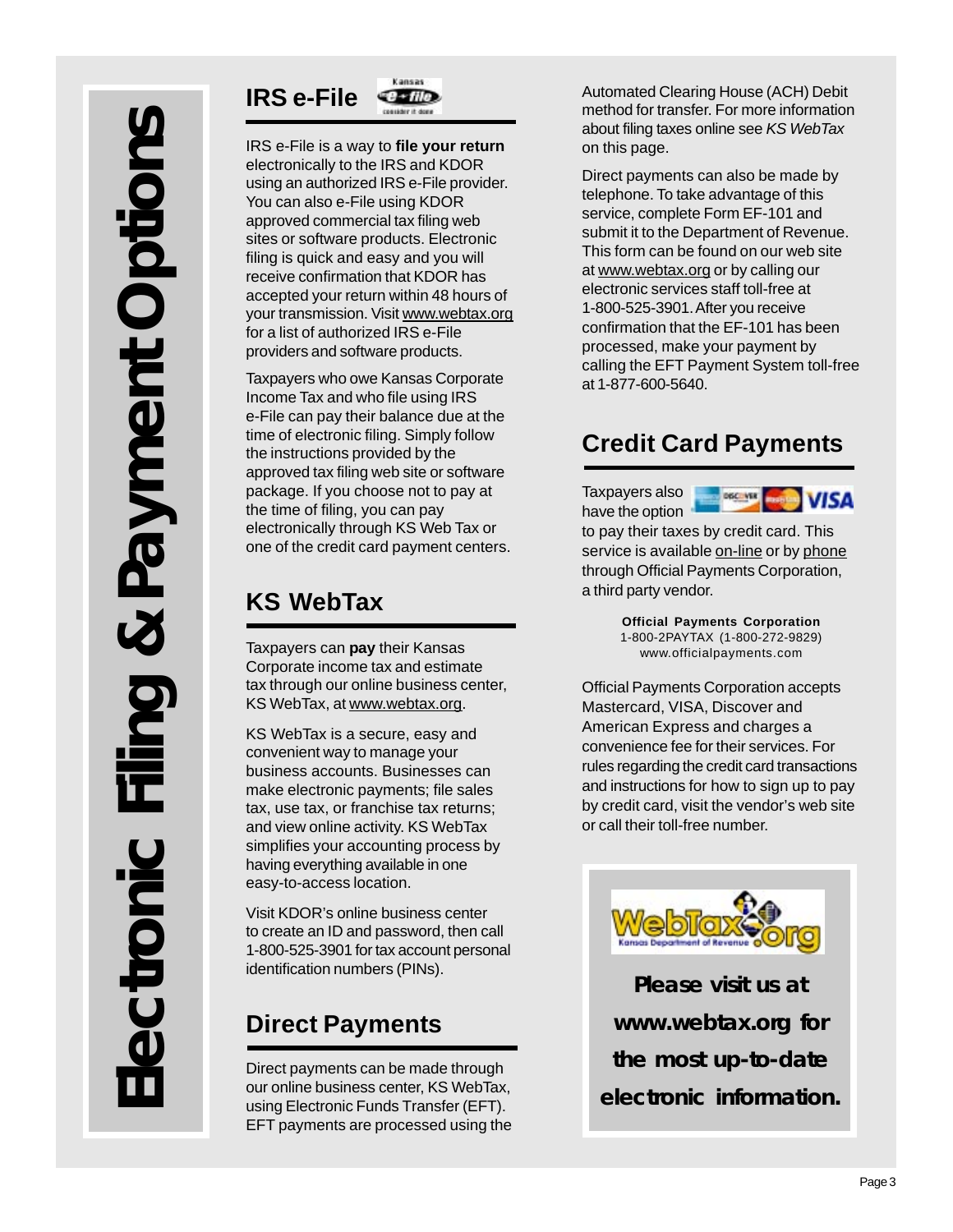# Electronic Filing & Payment Options

## IRS e-File

IRS e-File is a way to **file your return** electronically to the IRS and KDOR using an authorized IRS e-File provider. You can also e-File using KDOR approved commercial tax filing web sites or software products. Electronic filing is quick and easy and you will receive confirmation that KDOR has accepted your return within 48 hours of your transmission. Visit www.webtax.org for a list of authorized IRS e-File providers and software products.

Taxpayers who owe Kansas Corporate Income Tax and who file using IRS e-File can pay their balance due at the time of electronic filing. Simply follow the instructions provided by the approved tax filing web site or software package. If you choose not to pay at the time of filing, you can pay electronically through KS Web Tax or one of the credit card payment centers.

## KS WebTax

Taxpayers can **pay** their Kansas Corporate income tax and estimate tax through our online business center, KS WebTax, at www.webtax.org.

KS WebTax is a secure, easy and convenient way to manage your business accounts. Businesses can make electronic payments; file sales tax, use tax, or franchise tax returns; and view online activity. KS WebTax simplifies your accounting process by having everything available in one easy-to-access location.

Visit KDOR's online business center to create an ID and password, then call 1-800-525-3901 for tax account personal identification numbers (PINs).

## Direct Payments

Direct payments can be made through our online business center, KS WebTax, using Electronic Funds Transfer (EFT). EFT payments are processed using the Automated Clearing House (ACH) Debit method for transfer. For more information about filing taxes online see *KS WebTax* on this page.

Direct payments can also be made by telephone. To take advantage of this service, complete Form EF-101 and submit it to the Department of Revenue. This form can be found on our web site at www.webtax.org or by calling our electronic services staff toll-free at 1-800-525-3901. After you receive confirmation that the EF-101 has been processed, make your payment by calling the EFT Payment System toll-free at 1-877-600-5640.

## Credit Card Payments

Taxpayers also have the option to pay their taxes by credit card. This service is available on-line or by phone through Official Payments Corporation, a third party vendor.

**Official Payments Corporation**
1-800-2PAYTAX (1-800-272-9829)
www.officialpayments.com

Official Payments Corporation accepts Mastercard, VISA, Discover and American Express and charges a convenience fee for their services. For rules regarding the credit card transactions and instructions for how to sign up to pay by credit card, visit the vendor's web site or call their toll-free number.

**Please visit us at www.webtax.org for the most up-to-date electronic information.**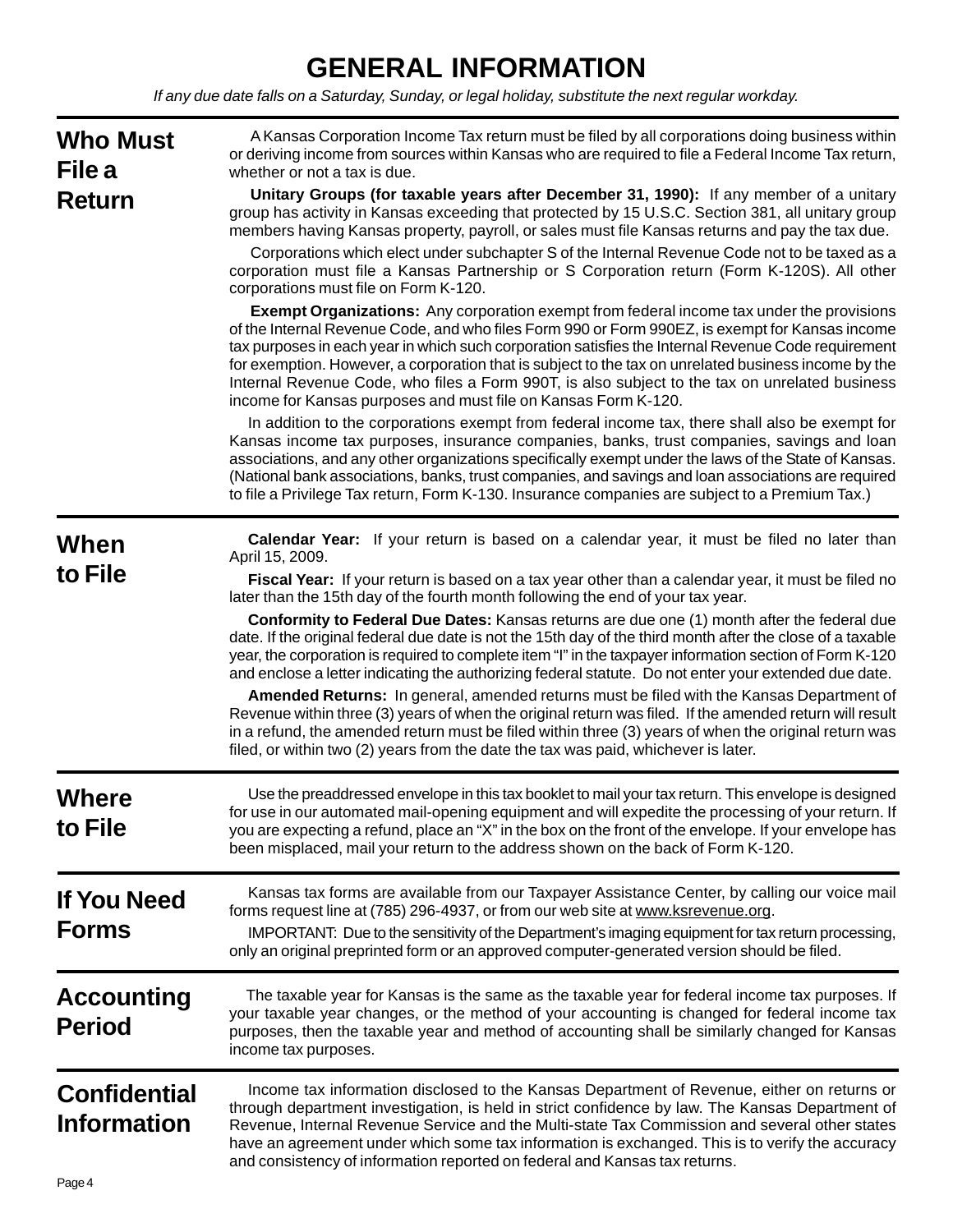# GENERAL INFORMATION

*If any due date falls on a Saturday, Sunday, or legal holiday, substitute the next regular workday.*

## Who Must File a Return

A Kansas Corporation Income Tax return must be filed by all corporations doing business within or deriving income from sources within Kansas who are required to file a Federal Income Tax return, whether or not a tax is due.

**Unitary Groups (for taxable years after December 31, 1990):** If any member of a unitary group has activity in Kansas exceeding that protected by 15 U.S.C. Section 381, all unitary group members having Kansas property, payroll, or sales must file Kansas returns and pay the tax due.

Corporations which elect under subchapter S of the Internal Revenue Code not to be taxed as a corporation must file a Kansas Partnership or S Corporation return (Form K-120S). All other corporations must file on Form K-120.

**Exempt Organizations:** Any corporation exempt from federal income tax under the provisions of the Internal Revenue Code, and who files Form 990 or Form 990EZ, is exempt for Kansas income tax purposes in each year in which such corporation satisfies the Internal Revenue Code requirement for exemption. However, a corporation that is subject to the tax on unrelated business income by the Internal Revenue Code, who files a Form 990T, is also subject to the tax on unrelated business income for Kansas purposes and must file on Kansas Form K-120.

In addition to the corporations exempt from federal income tax, there shall also be exempt for Kansas income tax purposes, insurance companies, banks, trust companies, savings and loan associations, and any other organizations specifically exempt under the laws of the State of Kansas. (National bank associations, banks, trust companies, and savings and loan associations are required to file a Privilege Tax return, Form K-130. Insurance companies are subject to a Premium Tax.)

## When to File

**Calendar Year:** If your return is based on a calendar year, it must be filed no later than April 15, 2009.

**Fiscal Year:** If your return is based on a tax year other than a calendar year, it must be filed no later than the 15th day of the fourth month following the end of your tax year.

**Conformity to Federal Due Dates:** Kansas returns are due one (1) month after the federal due date. If the original federal due date is not the 15th day of the third month after the close of a taxable year, the corporation is required to complete item "I" in the taxpayer information section of Form K-120 and enclose a letter indicating the authorizing federal statute. Do not enter your extended due date.

**Amended Returns:** In general, amended returns must be filed with the Kansas Department of Revenue within three (3) years of when the original return was filed. If the amended return will result in a refund, the amended return must be filed within three (3) years of when the original return was filed, or within two (2) years from the date the tax was paid, whichever is later.

## Where to File

Use the preaddressed envelope in this tax booklet to mail your tax return. This envelope is designed for use in our automated mail-opening equipment and will expedite the processing of your return. If you are expecting a refund, place an "X" in the box on the front of the envelope. If your envelope has been misplaced, mail your return to the address shown on the back of Form K-120.

## If You Need Forms

Kansas tax forms are available from our Taxpayer Assistance Center, by calling our voice mail forms request line at (785) 296-4937, or from our web site at www.ksrevenue.org.

IMPORTANT: Due to the sensitivity of the Department's imaging equipment for tax return processing, only an original preprinted form or an approved computer-generated version should be filed.

## Accounting Period

The taxable year for Kansas is the same as the taxable year for federal income tax purposes. If your taxable year changes, or the method of your accounting is changed for federal income tax purposes, then the taxable year and method of accounting shall be similarly changed for Kansas income tax purposes.

## Confidential Information

Income tax information disclosed to the Kansas Department of Revenue, either on returns or through department investigation, is held in strict confidence by law. The Kansas Department of Revenue, Internal Revenue Service and the Multi-state Tax Commission and several other states have an agreement under which some tax information is exchanged. This is to verify the accuracy and consistency of information reported on federal and Kansas tax returns.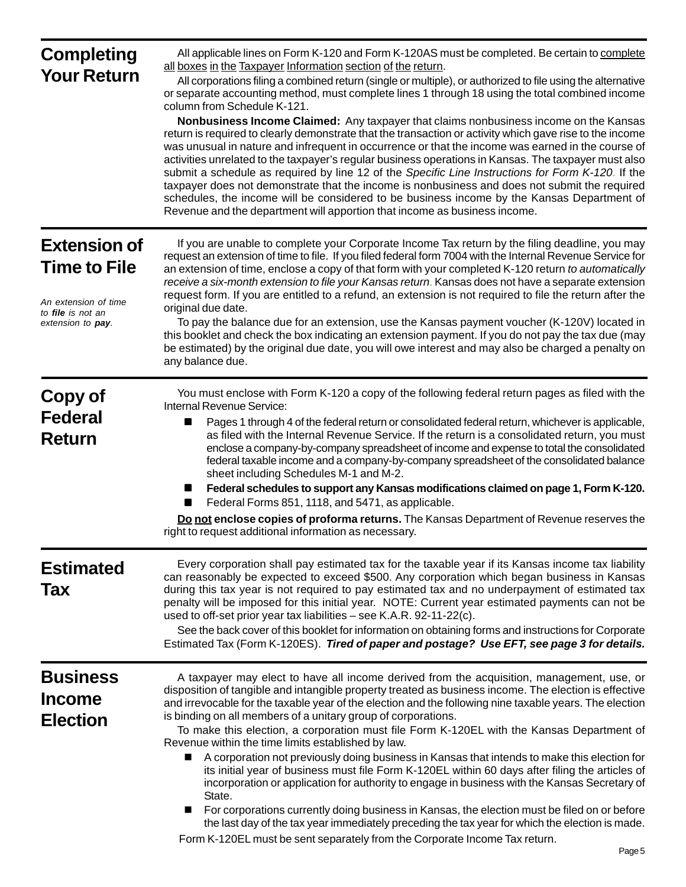## Completing Your Return

All applicable lines on Form K-120 and Form K-120AS must be completed. Be certain to <u>complete all boxes in the Taxpayer Information section of the return</u>.

All corporations filing a combined return (single or multiple), or authorized to file using the alternative or separate accounting method, must complete lines 1 through 18 using the total combined income column from Schedule K-121.

**Nonbusiness Income Claimed:** Any taxpayer that claims nonbusiness income on the Kansas return is required to clearly demonstrate that the transaction or activity which gave rise to the income was unusual in nature and infrequent in occurrence or that the income was earned in the course of activities unrelated to the taxpayer's regular business operations in Kansas. The taxpayer must also submit a schedule as required by line 12 of the *Specific Line Instructions for Form K-120*. If the taxpayer does not demonstrate that the income is nonbusiness and does not submit the required schedules, the income will be considered to be business income by the Kansas Department of Revenue and the department will apportion that income as business income.

## Extension of Time to File

*An extension of time to **file** is not an extension to **pay**.*

If you are unable to complete your Corporate Income Tax return by the filing deadline, you may request an extension of time to file. If you filed federal form 7004 with the Internal Revenue Service for an extension of time, enclose a copy of that form with your completed K-120 return *to automatically receive a six-month extension to file your Kansas return*. Kansas does not have a separate extension request form. If you are entitled to a refund, an extension is not required to file the return after the original due date.

To pay the balance due for an extension, use the Kansas payment voucher (K-120V) located in this booklet and check the box indicating an extension payment. If you do not pay the tax due (may be estimated) by the original due date, you will owe interest and may also be charged a penalty on any balance due.

## Copy of Federal Return

You must enclose with Form K-120 a copy of the following federal return pages as filed with the Internal Revenue Service:

- Pages 1 through 4 of the federal return or consolidated federal return, whichever is applicable, as filed with the Internal Revenue Service. If the return is a consolidated return, you must enclose a company-by-company spreadsheet of income and expense to total the consolidated federal taxable income and a company-by-company spreadsheet of the consolidated balance sheet including Schedules M-1 and M-2.
- **Federal schedules to support any Kansas modifications claimed on page 1, Form K-120.**
- Federal Forms 851, 1118, and 5471, as applicable.

**<u>Do not</u> enclose copies of proforma returns.** The Kansas Department of Revenue reserves the right to request additional information as necessary.

## Estimated Tax

Every corporation shall pay estimated tax for the taxable year if its Kansas income tax liability can reasonably be expected to exceed $500. Any corporation which began business in Kansas during this tax year is not required to pay estimated tax and no underpayment of estimated tax penalty will be imposed for this initial year. NOTE: Current year estimated payments can not be used to off-set prior year tax liabilities – see K.A.R. 92-11-22(c).

See the back cover of this booklet for information on obtaining forms and instructions for Corporate Estimated Tax (Form K-120ES). ***Tired of paper and postage? Use EFT, see page 3 for details.***

## Business Income Election

A taxpayer may elect to have all income derived from the acquisition, management, use, or disposition of tangible and intangible property treated as business income. The election is effective and irrevocable for the taxable year of the election and the following nine taxable years. The election is binding on all members of a unitary group of corporations.

To make this election, a corporation must file Form K-120EL with the Kansas Department of Revenue within the time limits established by law.

- A corporation not previously doing business in Kansas that intends to make this election for its initial year of business must file Form K-120EL within 60 days after filing the articles of incorporation or application for authority to engage in business with the Kansas Secretary of State.
- For corporations currently doing business in Kansas, the election must be filed on or before the last day of the tax year immediately preceding the tax year for which the election is made.

Form K-120EL must be sent separately from the Corporate Income Tax return.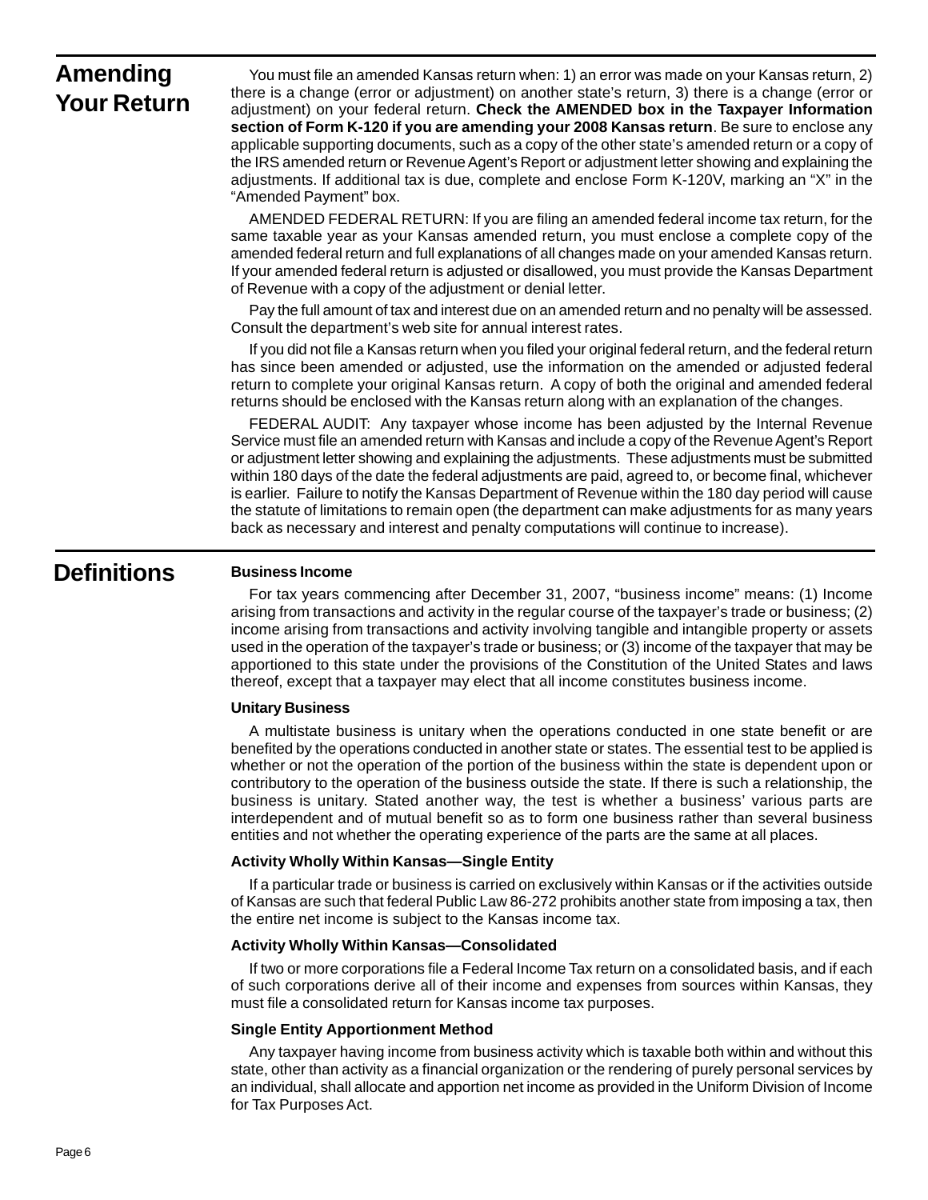## Amending Your Return

You must file an amended Kansas return when: 1) an error was made on your Kansas return, 2) there is a change (error or adjustment) on another state's return, 3) there is a change (error or adjustment) on your federal return. **Check the AMENDED box in the Taxpayer Information section of Form K-120 if you are amending your 2008 Kansas return**. Be sure to enclose any applicable supporting documents, such as a copy of the other state's amended return or a copy of the IRS amended return or Revenue Agent's Report or adjustment letter showing and explaining the adjustments. If additional tax is due, complete and enclose Form K-120V, marking an "X" in the "Amended Payment" box.

AMENDED FEDERAL RETURN: If you are filing an amended federal income tax return, for the same taxable year as your Kansas amended return, you must enclose a complete copy of the amended federal return and full explanations of all changes made on your amended Kansas return. If your amended federal return is adjusted or disallowed, you must provide the Kansas Department of Revenue with a copy of the adjustment or denial letter.

Pay the full amount of tax and interest due on an amended return and no penalty will be assessed. Consult the department's web site for annual interest rates.

If you did not file a Kansas return when you filed your original federal return, and the federal return has since been amended or adjusted, use the information on the amended or adjusted federal return to complete your original Kansas return. A copy of both the original and amended federal returns should be enclosed with the Kansas return along with an explanation of the changes.

FEDERAL AUDIT: Any taxpayer whose income has been adjusted by the Internal Revenue Service must file an amended return with Kansas and include a copy of the Revenue Agent's Report or adjustment letter showing and explaining the adjustments. These adjustments must be submitted within 180 days of the date the federal adjustments are paid, agreed to, or become final, whichever is earlier. Failure to notify the Kansas Department of Revenue within the 180 day period will cause the statute of limitations to remain open (the department can make adjustments for as many years back as necessary and interest and penalty computations will continue to increase).

## Definitions

### Business Income

For tax years commencing after December 31, 2007, "business income" means: (1) Income arising from transactions and activity in the regular course of the taxpayer's trade or business; (2) income arising from transactions and activity involving tangible and intangible property or assets used in the operation of the taxpayer's trade or business; or (3) income of the taxpayer that may be apportioned to this state under the provisions of the Constitution of the United States and laws thereof, except that a taxpayer may elect that all income constitutes business income.

### Unitary Business

A multistate business is unitary when the operations conducted in one state benefit or are benefited by the operations conducted in another state or states. The essential test to be applied is whether or not the operation of the portion of the business within the state is dependent upon or contributory to the operation of the business outside the state. If there is such a relationship, the business is unitary. Stated another way, the test is whether a business' various parts are interdependent and of mutual benefit so as to form one business rather than several business entities and not whether the operating experience of the parts are the same at all places.

### Activity Wholly Within Kansas—Single Entity

If a particular trade or business is carried on exclusively within Kansas or if the activities outside of Kansas are such that federal Public Law 86-272 prohibits another state from imposing a tax, then the entire net income is subject to the Kansas income tax.

### Activity Wholly Within Kansas—Consolidated

If two or more corporations file a Federal Income Tax return on a consolidated basis, and if each of such corporations derive all of their income and expenses from sources within Kansas, they must file a consolidated return for Kansas income tax purposes.

### Single Entity Apportionment Method

Any taxpayer having income from business activity which is taxable both within and without this state, other than activity as a financial organization or the rendering of purely personal services by an individual, shall allocate and apportion net income as provided in the Uniform Division of Income for Tax Purposes Act.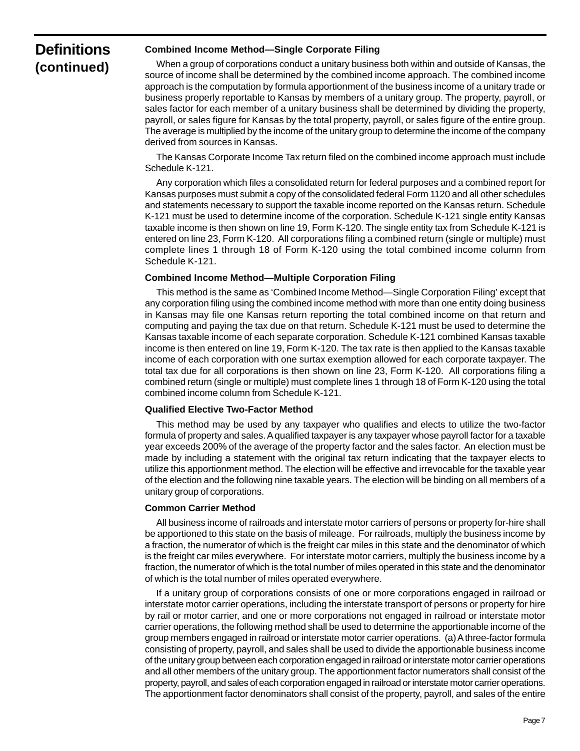## Definitions (continued)

**Combined Income Method—Single Corporate Filing**

When a group of corporations conduct a unitary business both within and outside of Kansas, the source of income shall be determined by the combined income approach. The combined income approach is the computation by formula apportionment of the business income of a unitary trade or business properly reportable to Kansas by members of a unitary group. The property, payroll, or sales factor for each member of a unitary business shall be determined by dividing the property, payroll, or sales figure for Kansas by the total property, payroll, or sales figure of the entire group. The average is multiplied by the income of the unitary group to determine the income of the company derived from sources in Kansas.

The Kansas Corporate Income Tax return filed on the combined income approach must include Schedule K-121.

Any corporation which files a consolidated return for federal purposes and a combined report for Kansas purposes must submit a copy of the consolidated federal Form 1120 and all other schedules and statements necessary to support the taxable income reported on the Kansas return. Schedule K-121 must be used to determine income of the corporation. Schedule K-121 single entity Kansas taxable income is then shown on line 19, Form K-120. The single entity tax from Schedule K-121 is entered on line 23, Form K-120. All corporations filing a combined return (single or multiple) must complete lines 1 through 18 of Form K-120 using the total combined income column from Schedule K-121.

**Combined Income Method—Multiple Corporation Filing**

This method is the same as 'Combined Income Method—Single Corporation Filing' except that any corporation filing using the combined income method with more than one entity doing business in Kansas may file one Kansas return reporting the total combined income on that return and computing and paying the tax due on that return. Schedule K-121 must be used to determine the Kansas taxable income of each separate corporation. Schedule K-121 combined Kansas taxable income is then entered on line 19, Form K-120. The tax rate is then applied to the Kansas taxable income of each corporation with one surtax exemption allowed for each corporate taxpayer. The total tax due for all corporations is then shown on line 23, Form K-120. All corporations filing a combined return (single or multiple) must complete lines 1 through 18 of Form K-120 using the total combined income column from Schedule K-121.

**Qualified Elective Two-Factor Method**

This method may be used by any taxpayer who qualifies and elects to utilize the two-factor formula of property and sales. A qualified taxpayer is any taxpayer whose payroll factor for a taxable year exceeds 200% of the average of the property factor and the sales factor. An election must be made by including a statement with the original tax return indicating that the taxpayer elects to utilize this apportionment method. The election will be effective and irrevocable for the taxable year of the election and the following nine taxable years. The election will be binding on all members of a unitary group of corporations.

**Common Carrier Method**

All business income of railroads and interstate motor carriers of persons or property for-hire shall be apportioned to this state on the basis of mileage. For railroads, multiply the business income by a fraction, the numerator of which is the freight car miles in this state and the denominator of which is the freight car miles everywhere. For interstate motor carriers, multiply the business income by a fraction, the numerator of which is the total number of miles operated in this state and the denominator of which is the total number of miles operated everywhere.

If a unitary group of corporations consists of one or more corporations engaged in railroad or interstate motor carrier operations, including the interstate transport of persons or property for hire by rail or motor carrier, and one or more corporations not engaged in railroad or interstate motor carrier operations, the following method shall be used to determine the apportionable income of the group members engaged in railroad or interstate motor carrier operations. (a) A three-factor formula consisting of property, payroll, and sales shall be used to divide the apportionable business income of the unitary group between each corporation engaged in railroad or interstate motor carrier operations and all other members of the unitary group. The apportionment factor numerators shall consist of the property, payroll, and sales of each corporation engaged in railroad or interstate motor carrier operations. The apportionment factor denominators shall consist of the property, payroll, and sales of the entire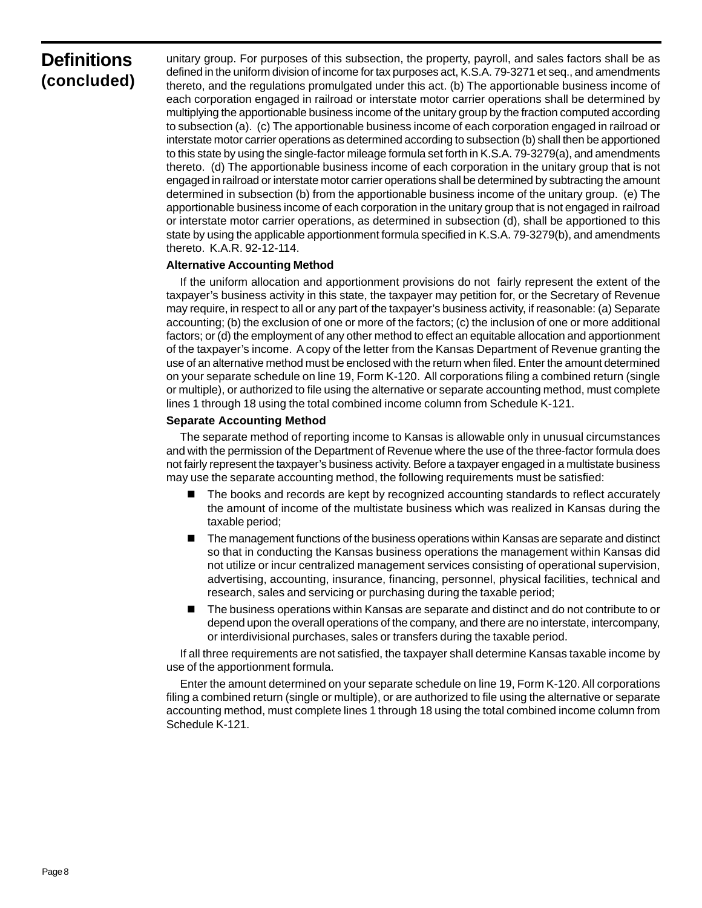## Definitions (concluded)

unitary group. For purposes of this subsection, the property, payroll, and sales factors shall be as defined in the uniform division of income for tax purposes act, K.S.A. 79-3271 et seq., and amendments thereto, and the regulations promulgated under this act. (b) The apportionable business income of each corporation engaged in railroad or interstate motor carrier operations shall be determined by multiplying the apportionable business income of the unitary group by the fraction computed according to subsection (a). (c) The apportionable business income of each corporation engaged in railroad or interstate motor carrier operations as determined according to subsection (b) shall then be apportioned to this state by using the single-factor mileage formula set forth in K.S.A. 79-3279(a), and amendments thereto. (d) The apportionable business income of each corporation in the unitary group that is not engaged in railroad or interstate motor carrier operations shall be determined by subtracting the amount determined in subsection (b) from the apportionable business income of the unitary group. (e) The apportionable business income of each corporation in the unitary group that is not engaged in railroad or interstate motor carrier operations, as determined in subsection (d), shall be apportioned to this state by using the applicable apportionment formula specified in K.S.A. 79-3279(b), and amendments thereto. K.A.R. 92-12-114.

**Alternative Accounting Method**

If the uniform allocation and apportionment provisions do not fairly represent the extent of the taxpayer's business activity in this state, the taxpayer may petition for, or the Secretary of Revenue may require, in respect to all or any part of the taxpayer's business activity, if reasonable: (a) Separate accounting; (b) the exclusion of one or more of the factors; (c) the inclusion of one or more additional factors; or (d) the employment of any other method to effect an equitable allocation and apportionment of the taxpayer's income. A copy of the letter from the Kansas Department of Revenue granting the use of an alternative method must be enclosed with the return when filed. Enter the amount determined on your separate schedule on line 19, Form K-120. All corporations filing a combined return (single or multiple), or authorized to file using the alternative or separate accounting method, must complete lines 1 through 18 using the total combined income column from Schedule K-121.

**Separate Accounting Method**

The separate method of reporting income to Kansas is allowable only in unusual circumstances and with the permission of the Department of Revenue where the use of the three-factor formula does not fairly represent the taxpayer's business activity. Before a taxpayer engaged in a multistate business may use the separate accounting method, the following requirements must be satisfied:

- The books and records are kept by recognized accounting standards to reflect accurately the amount of income of the multistate business which was realized in Kansas during the taxable period;
- The management functions of the business operations within Kansas are separate and distinct so that in conducting the Kansas business operations the management within Kansas did not utilize or incur centralized management services consisting of operational supervision, advertising, accounting, insurance, financing, personnel, physical facilities, technical and research, sales and servicing or purchasing during the taxable period;
- The business operations within Kansas are separate and distinct and do not contribute to or depend upon the overall operations of the company, and there are no interstate, intercompany, or interdivisional purchases, sales or transfers during the taxable period.

If all three requirements are not satisfied, the taxpayer shall determine Kansas taxable income by use of the apportionment formula.

Enter the amount determined on your separate schedule on line 19, Form K-120. All corporations filing a combined return (single or multiple), or are authorized to file using the alternative or separate accounting method, must complete lines 1 through 18 using the total combined income column from Schedule K-121.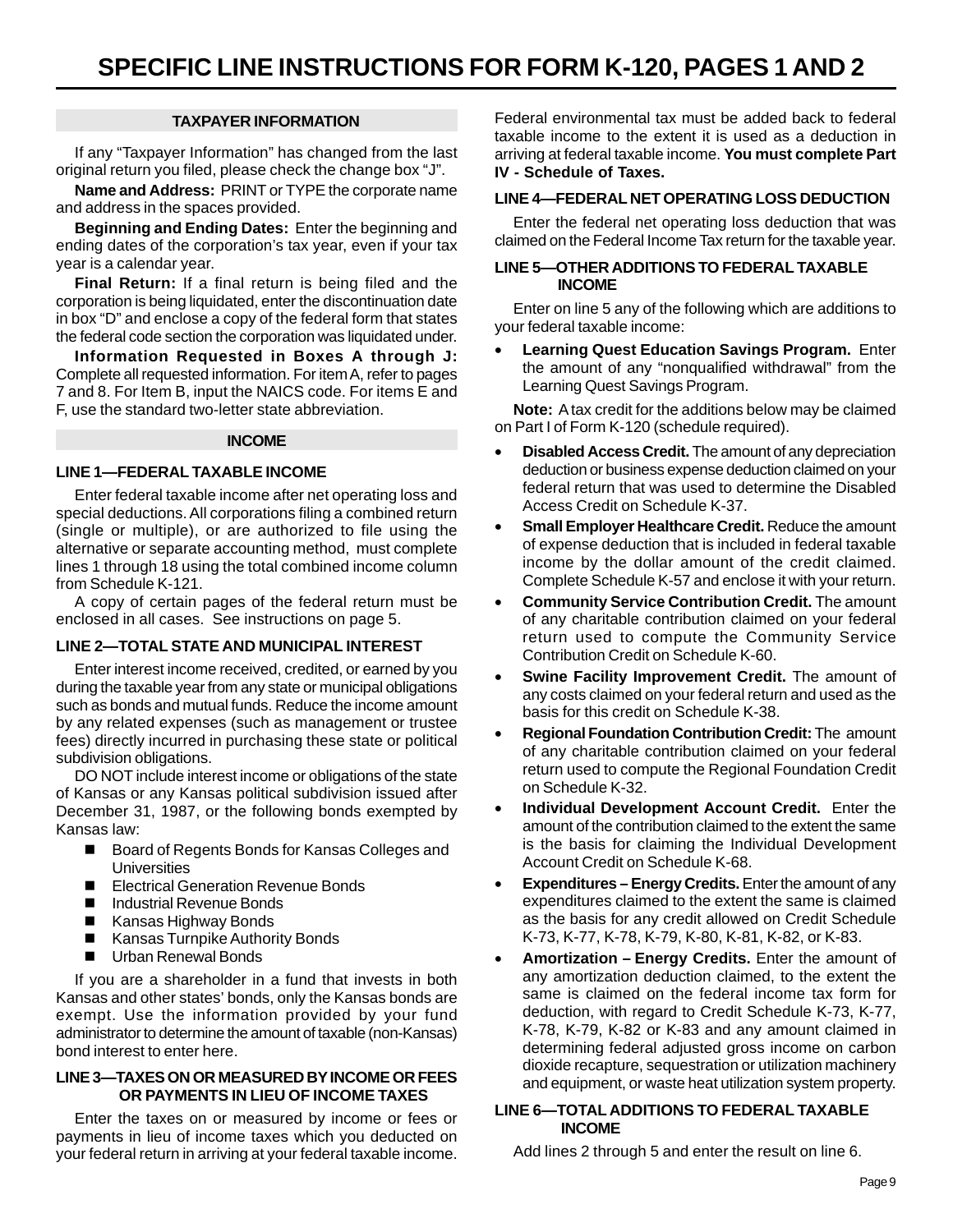# SPECIFIC LINE INSTRUCTIONS FOR FORM K-120, PAGES 1 AND 2

## TAXPAYER INFORMATION

If any "Taxpayer Information" has changed from the last original return you filed, please check the change box "J".

**Name and Address:** PRINT or TYPE the corporate name and address in the spaces provided.

**Beginning and Ending Dates:** Enter the beginning and ending dates of the corporation's tax year, even if your tax year is a calendar year.

**Final Return:** If a final return is being filed and the corporation is being liquidated, enter the discontinuation date in box "D" and enclose a copy of the federal form that states the federal code section the corporation was liquidated under.

**Information Requested in Boxes A through J:** Complete all requested information. For item A, refer to pages 7 and 8. For Item B, input the NAICS code. For items E and F, use the standard two-letter state abbreviation.

## INCOME

### LINE 1—FEDERAL TAXABLE INCOME

Enter federal taxable income after net operating loss and special deductions. All corporations filing a combined return (single or multiple), or are authorized to file using the alternative or separate accounting method, must complete lines 1 through 18 using the total combined income column from Schedule K-121.

A copy of certain pages of the federal return must be enclosed in all cases. See instructions on page 5.

### LINE 2—TOTAL STATE AND MUNICIPAL INTEREST

Enter interest income received, credited, or earned by you during the taxable year from any state or municipal obligations such as bonds and mutual funds. Reduce the income amount by any related expenses (such as management or trustee fees) directly incurred in purchasing these state or political subdivision obligations.

DO NOT include interest income or obligations of the state of Kansas or any Kansas political subdivision issued after December 31, 1987, or the following bonds exempted by Kansas law:

- Board of Regents Bonds for Kansas Colleges and Universities
- Electrical Generation Revenue Bonds
- Industrial Revenue Bonds
- Kansas Highway Bonds
- Kansas Turnpike Authority Bonds
- Urban Renewal Bonds

If you are a shareholder in a fund that invests in both Kansas and other states' bonds, only the Kansas bonds are exempt. Use the information provided by your fund administrator to determine the amount of taxable (non-Kansas) bond interest to enter here.

### LINE 3—TAXES ON OR MEASURED BY INCOME OR FEES OR PAYMENTS IN LIEU OF INCOME TAXES

Enter the taxes on or measured by income or fees or payments in lieu of income taxes which you deducted on your federal return in arriving at your federal taxable income. Federal environmental tax must be added back to federal taxable income to the extent it is used as a deduction in arriving at federal taxable income. **You must complete Part IV - Schedule of Taxes.**

### LINE 4—FEDERAL NET OPERATING LOSS DEDUCTION

Enter the federal net operating loss deduction that was claimed on the Federal Income Tax return for the taxable year.

### LINE 5—OTHER ADDITIONS TO FEDERAL TAXABLE INCOME

Enter on line 5 any of the following which are additions to your federal taxable income:

- **Learning Quest Education Savings Program.** Enter the amount of any "nonqualified withdrawal" from the Learning Quest Savings Program.

**Note:** A tax credit for the additions below may be claimed on Part I of Form K-120 (schedule required).

- **Disabled Access Credit.** The amount of any depreciation deduction or business expense deduction claimed on your federal return that was used to determine the Disabled Access Credit on Schedule K-37.
- **Small Employer Healthcare Credit.** Reduce the amount of expense deduction that is included in federal taxable income by the dollar amount of the credit claimed. Complete Schedule K-57 and enclose it with your return.
- **Community Service Contribution Credit.** The amount of any charitable contribution claimed on your federal return used to compute the Community Service Contribution Credit on Schedule K-60.
- **Swine Facility Improvement Credit.** The amount of any costs claimed on your federal return and used as the basis for this credit on Schedule K-38.
- **Regional Foundation Contribution Credit:** The amount of any charitable contribution claimed on your federal return used to compute the Regional Foundation Credit on Schedule K-32.
- **Individual Development Account Credit.** Enter the amount of the contribution claimed to the extent the same is the basis for claiming the Individual Development Account Credit on Schedule K-68.
- **Expenditures – Energy Credits.** Enter the amount of any expenditures claimed to the extent the same is claimed as the basis for any credit allowed on Credit Schedule K-73, K-77, K-78, K-79, K-80, K-81, K-82, or K-83.
- **Amortization – Energy Credits.** Enter the amount of any amortization deduction claimed, to the extent the same is claimed on the federal income tax form for deduction, with regard to Credit Schedule K-73, K-77, K-78, K-79, K-82 or K-83 and any amount claimed in determining federal adjusted gross income on carbon dioxide recapture, sequestration or utilization machinery and equipment, or waste heat utilization system property.

### LINE 6—TOTAL ADDITIONS TO FEDERAL TAXABLE INCOME

Add lines 2 through 5 and enter the result on line 6.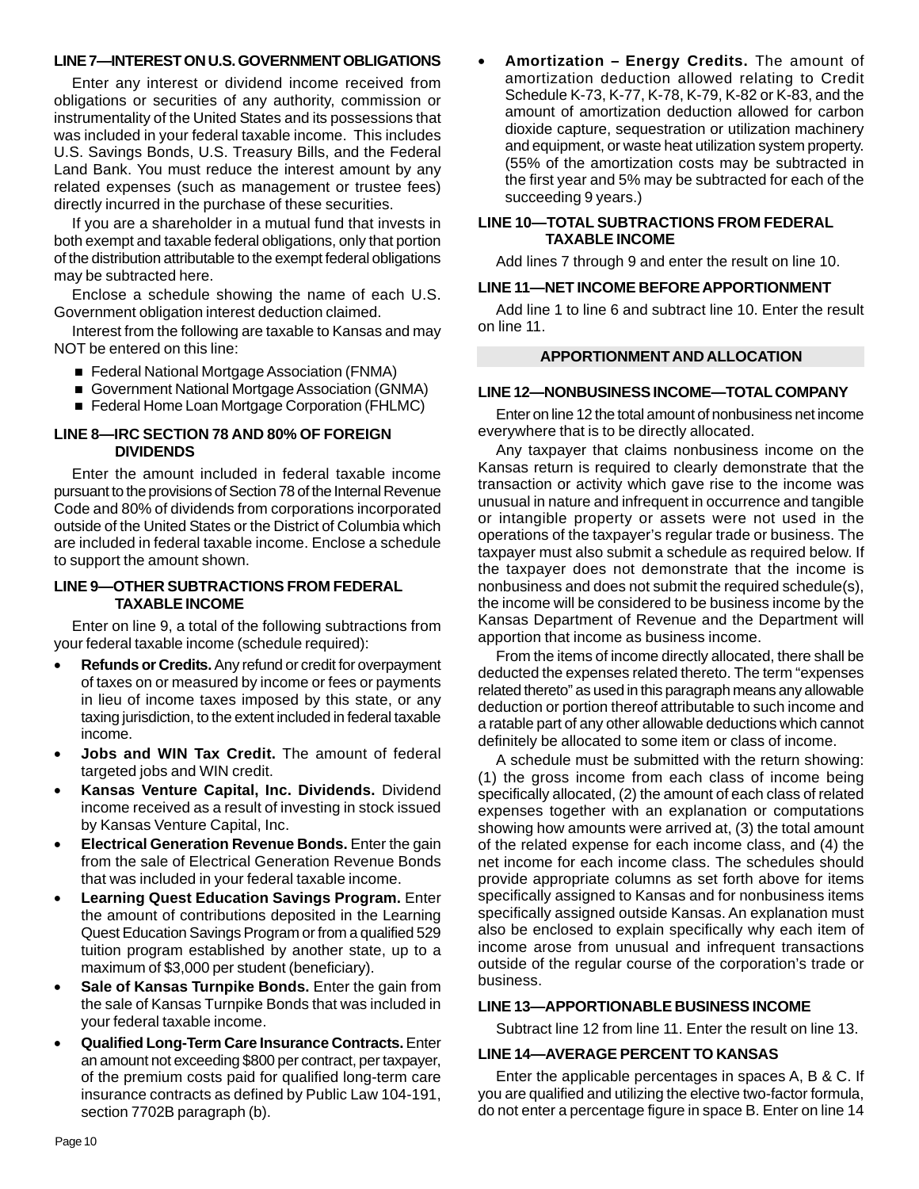### LINE 7—INTEREST ON U.S. GOVERNMENT OBLIGATIONS

Enter any interest or dividend income received from obligations or securities of any authority, commission or instrumentality of the United States and its possessions that was included in your federal taxable income. This includes U.S. Savings Bonds, U.S. Treasury Bills, and the Federal Land Bank. You must reduce the interest amount by any related expenses (such as management or trustee fees) directly incurred in the purchase of these securities.

If you are a shareholder in a mutual fund that invests in both exempt and taxable federal obligations, only that portion of the distribution attributable to the exempt federal obligations may be subtracted here.

Enclose a schedule showing the name of each U.S. Government obligation interest deduction claimed.

Interest from the following are taxable to Kansas and may NOT be entered on this line:

- Federal National Mortgage Association (FNMA)
- Government National Mortgage Association (GNMA)
- Federal Home Loan Mortgage Corporation (FHLMC)

### LINE 8—IRC SECTION 78 AND 80% OF FOREIGN DIVIDENDS

Enter the amount included in federal taxable income pursuant to the provisions of Section 78 of the Internal Revenue Code and 80% of dividends from corporations incorporated outside of the United States or the District of Columbia which are included in federal taxable income. Enclose a schedule to support the amount shown.

### LINE 9—OTHER SUBTRACTIONS FROM FEDERAL TAXABLE INCOME

Enter on line 9, a total of the following subtractions from your federal taxable income (schedule required):

- **Refunds or Credits.** Any refund or credit for overpayment of taxes on or measured by income or fees or payments in lieu of income taxes imposed by this state, or any taxing jurisdiction, to the extent included in federal taxable income.
- **Jobs and WIN Tax Credit.** The amount of federal targeted jobs and WIN credit.
- **Kansas Venture Capital, Inc. Dividends.** Dividend income received as a result of investing in stock issued by Kansas Venture Capital, Inc.
- **Electrical Generation Revenue Bonds.** Enter the gain from the sale of Electrical Generation Revenue Bonds that was included in your federal taxable income.
- **Learning Quest Education Savings Program.** Enter the amount of contributions deposited in the Learning Quest Education Savings Program or from a qualified 529 tuition program established by another state, up to a maximum of $3,000 per student (beneficiary).
- **Sale of Kansas Turnpike Bonds.** Enter the gain from the sale of Kansas Turnpike Bonds that was included in your federal taxable income.
- **Qualified Long-Term Care Insurance Contracts.** Enter an amount not exceeding $800 per contract, per taxpayer, of the premium costs paid for qualified long-term care insurance contracts as defined by Public Law 104-191, section 7702B paragraph (b).
- **Amortization – Energy Credits.** The amount of amortization deduction allowed relating to Credit Schedule K-73, K-77, K-78, K-79, K-82 or K-83, and the amount of amortization deduction allowed for carbon dioxide capture, sequestration or utilization machinery and equipment, or waste heat utilization system property. (55% of the amortization costs may be subtracted in the first year and 5% may be subtracted for each of the succeeding 9 years.)

### LINE 10—TOTAL SUBTRACTIONS FROM FEDERAL TAXABLE INCOME

Add lines 7 through 9 and enter the result on line 10.

### LINE 11—NET INCOME BEFORE APPORTIONMENT

Add line 1 to line 6 and subtract line 10. Enter the result on line 11.

## APPORTIONMENT AND ALLOCATION

### LINE 12—NONBUSINESS INCOME—TOTAL COMPANY

Enter on line 12 the total amount of nonbusiness net income everywhere that is to be directly allocated.

Any taxpayer that claims nonbusiness income on the Kansas return is required to clearly demonstrate that the transaction or activity which gave rise to the income was unusual in nature and infrequent in occurrence and tangible or intangible property or assets were not used in the operations of the taxpayer's regular trade or business. The taxpayer must also submit a schedule as required below. If the taxpayer does not demonstrate that the income is nonbusiness and does not submit the required schedule(s), the income will be considered to be business income by the Kansas Department of Revenue and the Department will apportion that income as business income.

From the items of income directly allocated, there shall be deducted the expenses related thereto. The term "expenses related thereto" as used in this paragraph means any allowable deduction or portion thereof attributable to such income and a ratable part of any other allowable deductions which cannot definitely be allocated to some item or class of income.

A schedule must be submitted with the return showing: (1) the gross income from each class of income being specifically allocated, (2) the amount of each class of related expenses together with an explanation or computations showing how amounts were arrived at, (3) the total amount of the related expense for each income class, and (4) the net income for each income class. The schedules should provide appropriate columns as set forth above for items specifically assigned to Kansas and for nonbusiness items specifically assigned outside Kansas. An explanation must also be enclosed to explain specifically why each item of income arose from unusual and infrequent transactions outside of the regular course of the corporation's trade or business.

### LINE 13—APPORTIONABLE BUSINESS INCOME

Subtract line 12 from line 11. Enter the result on line 13.

### LINE 14—AVERAGE PERCENT TO KANSAS

Enter the applicable percentages in spaces A, B & C. If you are qualified and utilizing the elective two-factor formula, do not enter a percentage figure in space B. Enter on line 14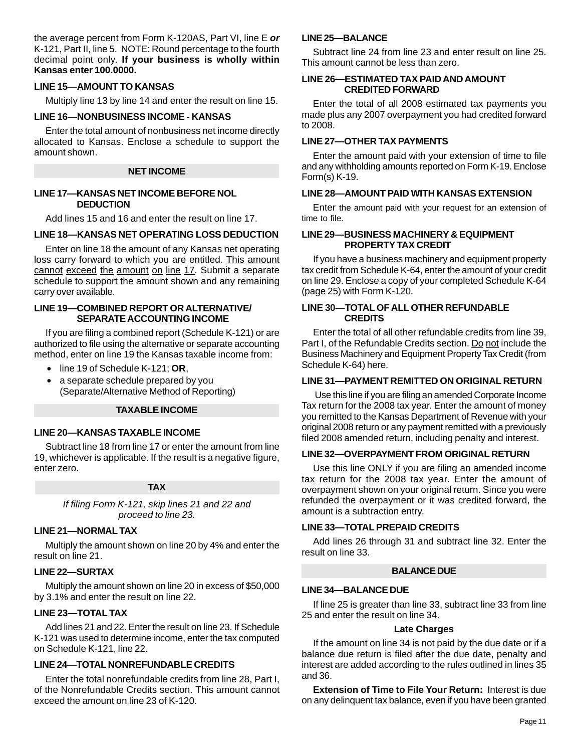the average percent from Form K-120AS, Part VI, line E ***or*** K-121, Part II, line 5. NOTE: Round percentage to the fourth decimal point only. **If your business is wholly within Kansas enter 100.0000.**

### LINE 15—AMOUNT TO KANSAS

Multiply line 13 by line 14 and enter the result on line 15.

### LINE 16—NONBUSINESS INCOME - KANSAS

Enter the total amount of nonbusiness net income directly allocated to Kansas. Enclose a schedule to support the amount shown.

## NET INCOME

### LINE 17—KANSAS NET INCOME BEFORE NOL DEDUCTION

Add lines 15 and 16 and enter the result on line 17.

### LINE 18—KANSAS NET OPERATING LOSS DEDUCTION

Enter on line 18 the amount of any Kansas net operating loss carry forward to which you are entitled. This amount cannot exceed the amount on line 17. Submit a separate schedule to support the amount shown and any remaining carry over available.

### LINE 19—COMBINED REPORT OR ALTERNATIVE/ SEPARATE ACCOUNTING INCOME

If you are filing a combined report (Schedule K-121) or are authorized to file using the alternative or separate accounting method, enter on line 19 the Kansas taxable income from:

- line 19 of Schedule K-121; **OR**,
- a separate schedule prepared by you (Separate/Alternative Method of Reporting)

## TAXABLE INCOME

### LINE 20—KANSAS TAXABLE INCOME

Subtract line 18 from line 17 or enter the amount from line 19, whichever is applicable. If the result is a negative figure, enter zero.

## TAX

*If filing Form K-121, skip lines 21 and 22 and proceed to line 23.*

### LINE 21—NORMAL TAX

Multiply the amount shown on line 20 by 4% and enter the result on line 21.

### LINE 22—SURTAX

Multiply the amount shown on line 20 in excess of $50,000 by 3.1% and enter the result on line 22.

### LINE 23—TOTAL TAX

Add lines 21 and 22. Enter the result on line 23. If Schedule K-121 was used to determine income, enter the tax computed on Schedule K-121, line 22.

### LINE 24—TOTAL NONREFUNDABLE CREDITS

Enter the total nonrefundable credits from line 28, Part I, of the Nonrefundable Credits section. This amount cannot exceed the amount on line 23 of K-120.

### LINE 25—BALANCE

Subtract line 24 from line 23 and enter result on line 25. This amount cannot be less than zero.

### LINE 26—ESTIMATED TAX PAID AND AMOUNT CREDITED FORWARD

Enter the total of all 2008 estimated tax payments you made plus any 2007 overpayment you had credited forward to 2008.

### LINE 27—OTHER TAX PAYMENTS

Enter the amount paid with your extension of time to file and any withholding amounts reported on Form K-19. Enclose Form(s) K-19.

### LINE 28—AMOUNT PAID WITH KANSAS EXTENSION

Enter the amount paid with your request for an extension of time to file.

### LINE 29—BUSINESS MACHINERY & EQUIPMENT PROPERTY TAX CREDIT

If you have a business machinery and equipment property tax credit from Schedule K-64, enter the amount of your credit on line 29. Enclose a copy of your completed Schedule K-64 (page 25) with Form K-120.

### LINE 30—TOTAL OF ALL OTHER REFUNDABLE CREDITS

Enter the total of all other refundable credits from line 39, Part I, of the Refundable Credits section. Do not include the Business Machinery and Equipment Property Tax Credit (from Schedule K-64) here.

### LINE 31—PAYMENT REMITTED ON ORIGINAL RETURN

Use this line if you are filing an amended Corporate Income Tax return for the 2008 tax year. Enter the amount of money you remitted to the Kansas Department of Revenue with your original 2008 return or any payment remitted with a previously filed 2008 amended return, including penalty and interest.

### LINE 32—OVERPAYMENT FROM ORIGINAL RETURN

Use this line ONLY if you are filing an amended income tax return for the 2008 tax year. Enter the amount of overpayment shown on your original return. Since you were refunded the overpayment or it was credited forward, the amount is a subtraction entry.

### LINE 33—TOTAL PREPAID CREDITS

Add lines 26 through 31 and subtract line 32. Enter the result on line 33.

## BALANCE DUE

### LINE 34—BALANCE DUE

If line 25 is greater than line 33, subtract line 33 from line 25 and enter the result on line 34.

**Late Charges**

If the amount on line 34 is not paid by the due date or if a balance due return is filed after the due date, penalty and interest are added according to the rules outlined in lines 35 and 36.

**Extension of Time to File Your Return:** Interest is due on any delinquent tax balance, even if you have been granted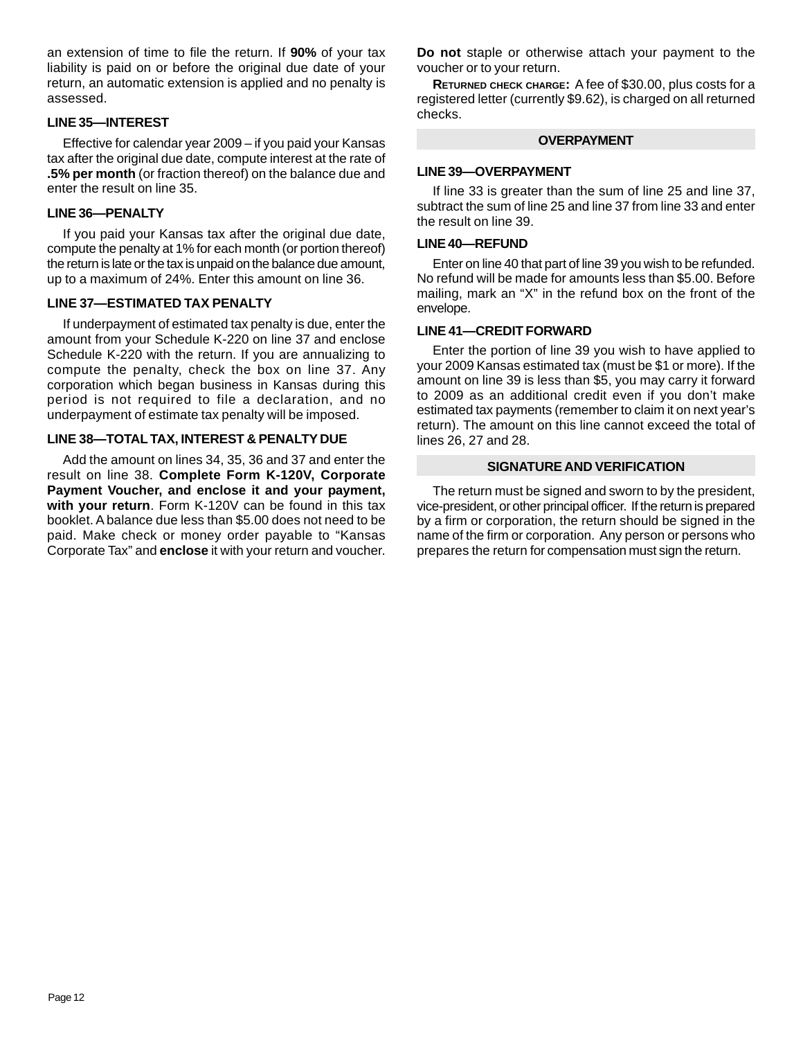an extension of time to file the return. If **90%** of your tax liability is paid on or before the original due date of your return, an automatic extension is applied and no penalty is assessed.

#### LINE 35—INTEREST

Effective for calendar year 2009 – if you paid your Kansas tax after the original due date, compute interest at the rate of **.5% per month** (or fraction thereof) on the balance due and enter the result on line 35.

#### LINE 36—PENALTY

If you paid your Kansas tax after the original due date, compute the penalty at 1% for each month (or portion thereof) the return is late or the tax is unpaid on the balance due amount, up to a maximum of 24%. Enter this amount on line 36.

#### LINE 37—ESTIMATED TAX PENALTY

If underpayment of estimated tax penalty is due, enter the amount from your Schedule K-220 on line 37 and enclose Schedule K-220 with the return. If you are annualizing to compute the penalty, check the box on line 37. Any corporation which began business in Kansas during this period is not required to file a declaration, and no underpayment of estimate tax penalty will be imposed.

#### LINE 38—TOTAL TAX, INTEREST & PENALTY DUE

Add the amount on lines 34, 35, 36 and 37 and enter the result on line 38. **Complete Form K-120V, Corporate Payment Voucher, and enclose it and your payment, with your return**. Form K-120V can be found in this tax booklet. A balance due less than $5.00 does not need to be paid. Make check or money order payable to "Kansas Corporate Tax" and **enclose** it with your return and voucher. **Do not** staple or otherwise attach your payment to the voucher or to your return.

**RETURNED CHECK CHARGE:** A fee of $30.00, plus costs for a registered letter (currently $9.62), is charged on all returned checks.

### OVERPAYMENT

#### LINE 39—OVERPAYMENT

If line 33 is greater than the sum of line 25 and line 37, subtract the sum of line 25 and line 37 from line 33 and enter the result on line 39.

#### LINE 40—REFUND

Enter on line 40 that part of line 39 you wish to be refunded. No refund will be made for amounts less than $5.00. Before mailing, mark an "X" in the refund box on the front of the envelope.

#### LINE 41—CREDIT FORWARD

Enter the portion of line 39 you wish to have applied to your 2009 Kansas estimated tax (must be $1 or more). If the amount on line 39 is less than $5, you may carry it forward to 2009 as an additional credit even if you don't make estimated tax payments (remember to claim it on next year's return). The amount on this line cannot exceed the total of lines 26, 27 and 28.

### SIGNATURE AND VERIFICATION

The return must be signed and sworn to by the president, vice-president, or other principal officer. If the return is prepared by a firm or corporation, the return should be signed in the name of the firm or corporation. Any person or persons who prepares the return for compensation must sign the return.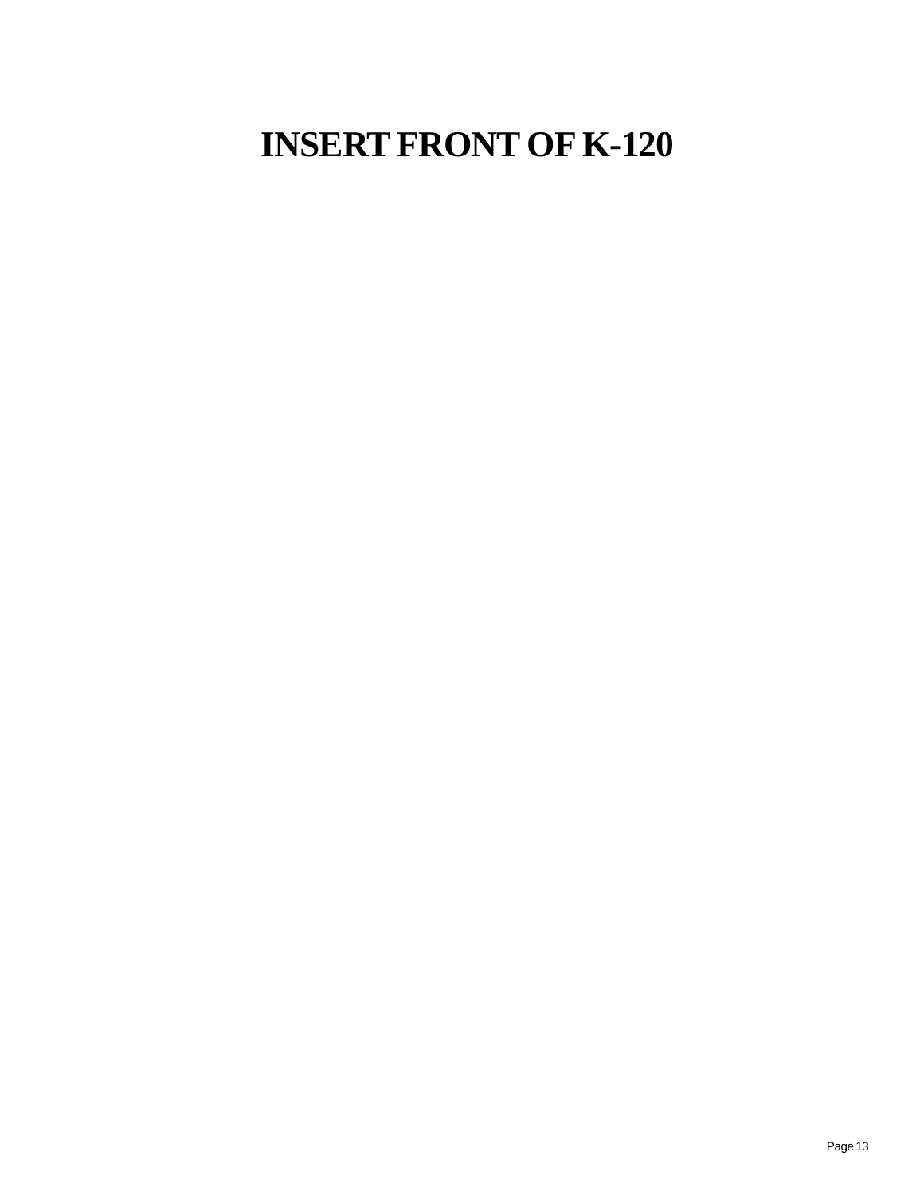# INSERT FRONT OF K-120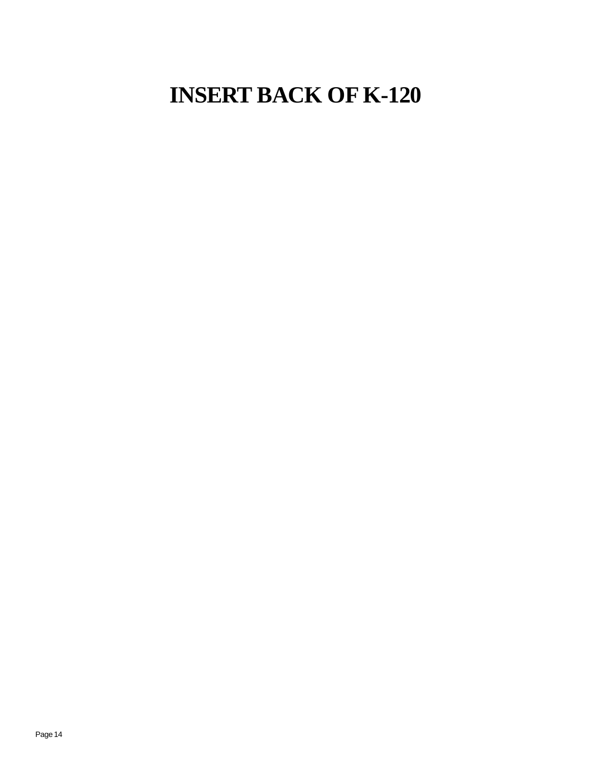# INSERT BACK OF K-120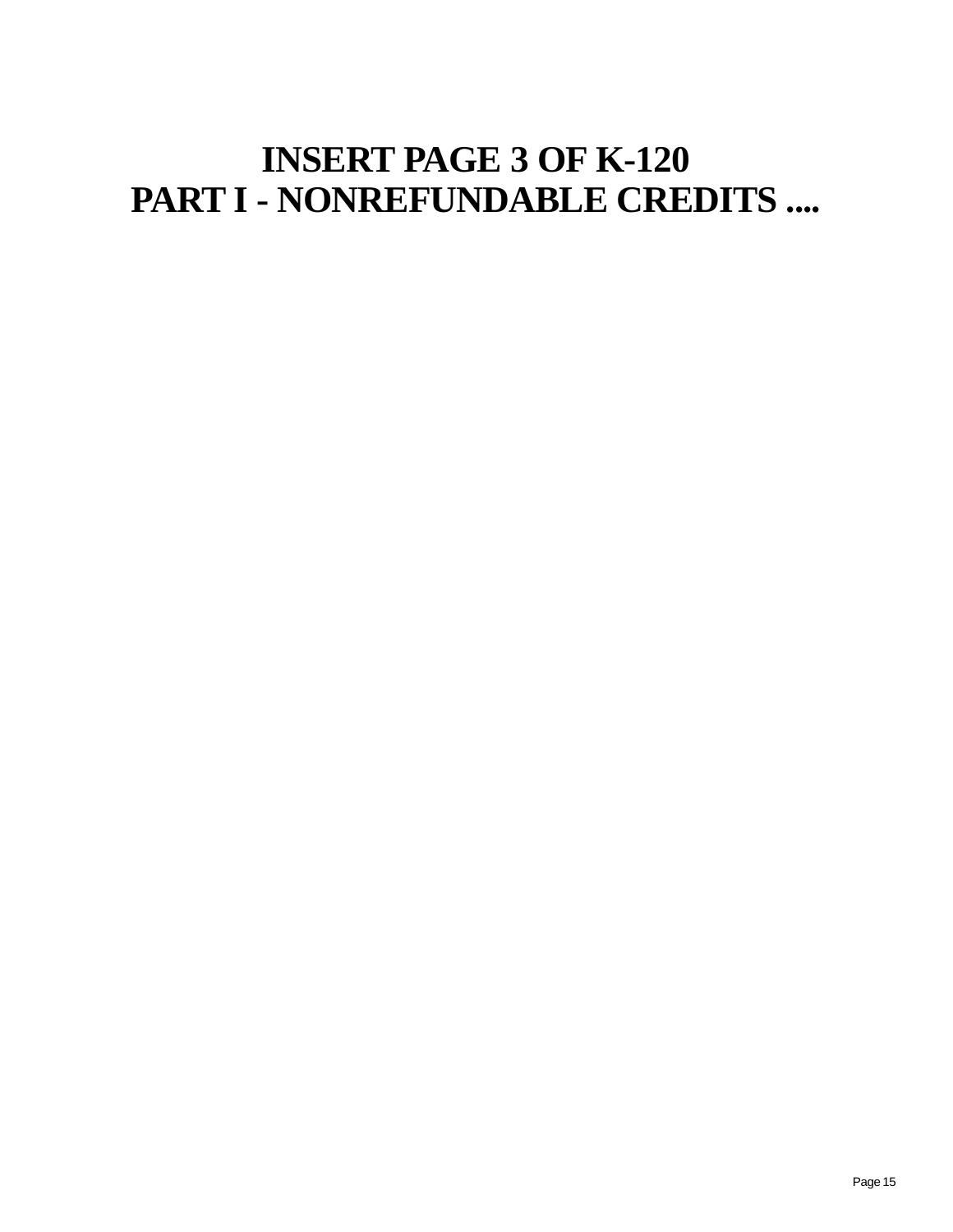# INSERT PAGE 3 OF K-120
# PART I - NONREFUNDABLE CREDITS ....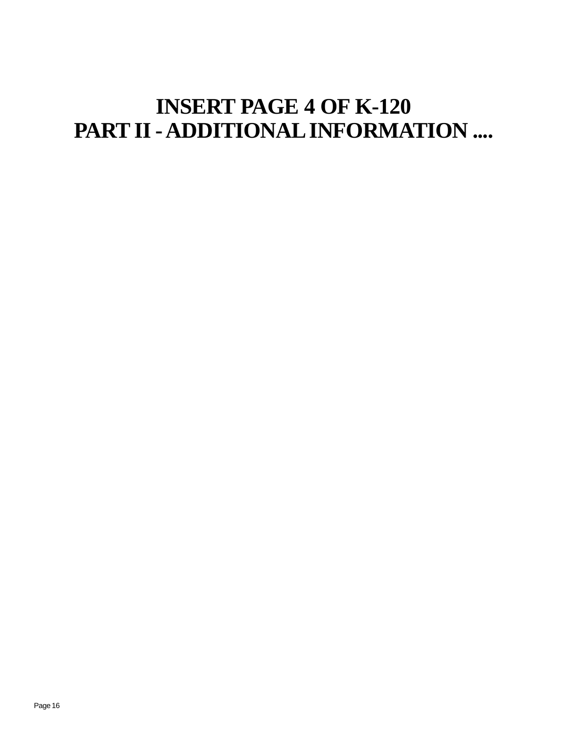# INSERT PAGE 4 OF K-120
# PART II - ADDITIONAL INFORMATION ....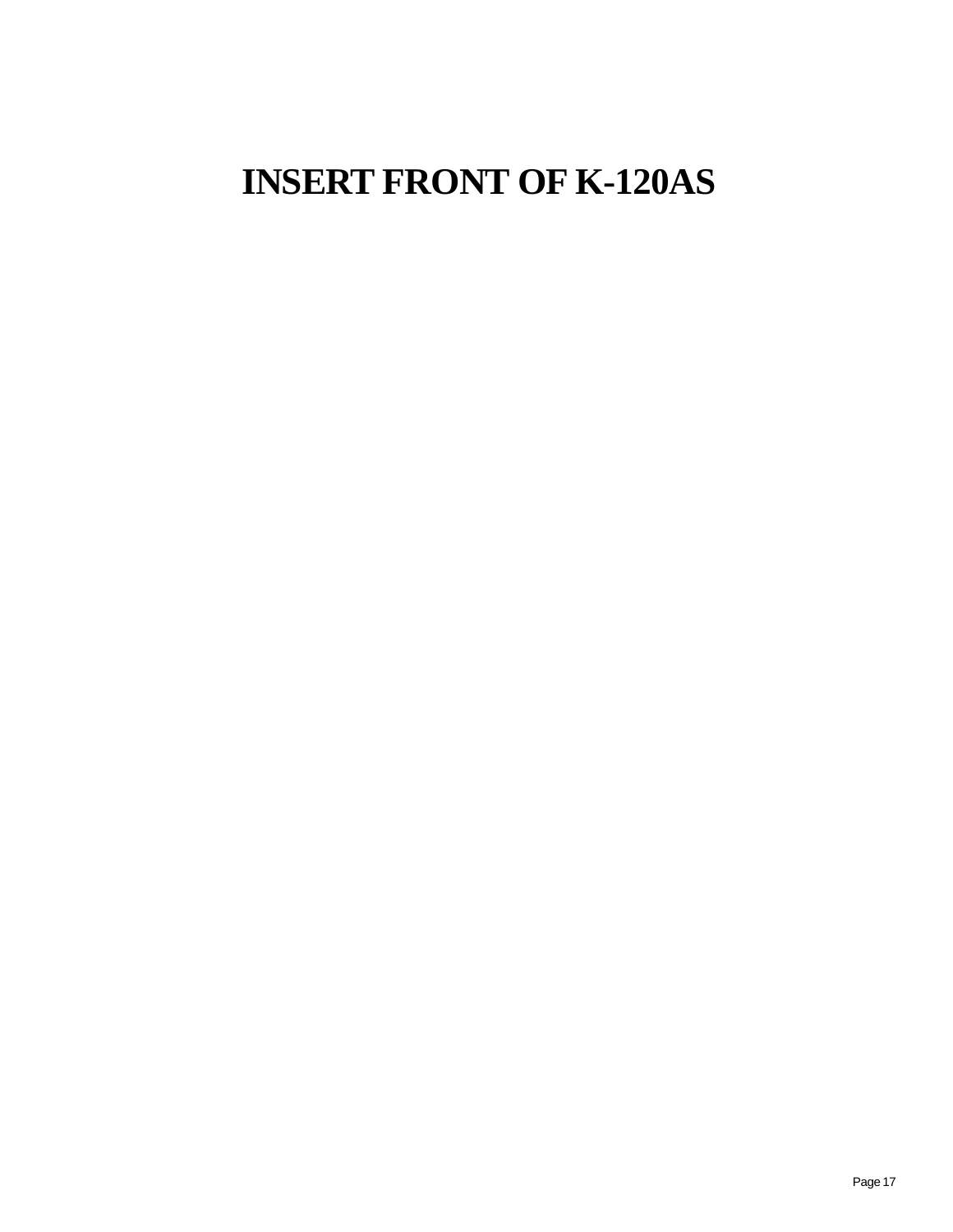# INSERT FRONT OF K-120AS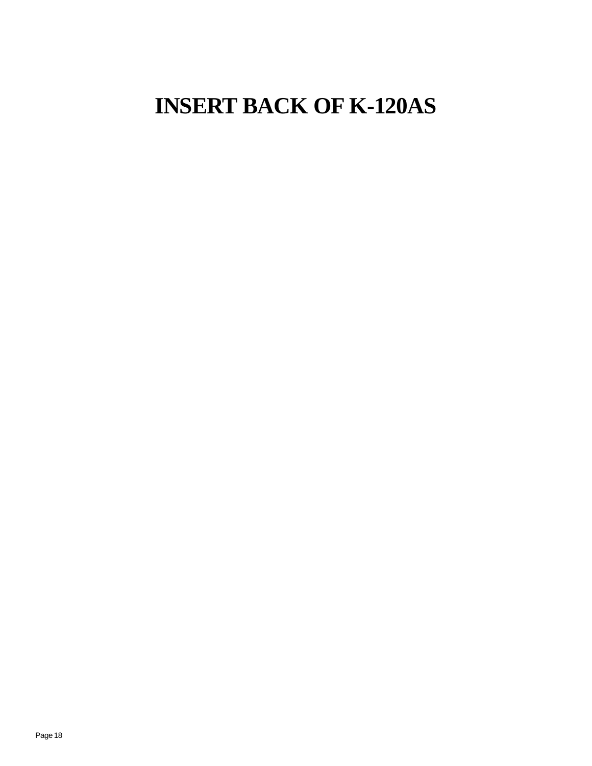# INSERT BACK OF K-120AS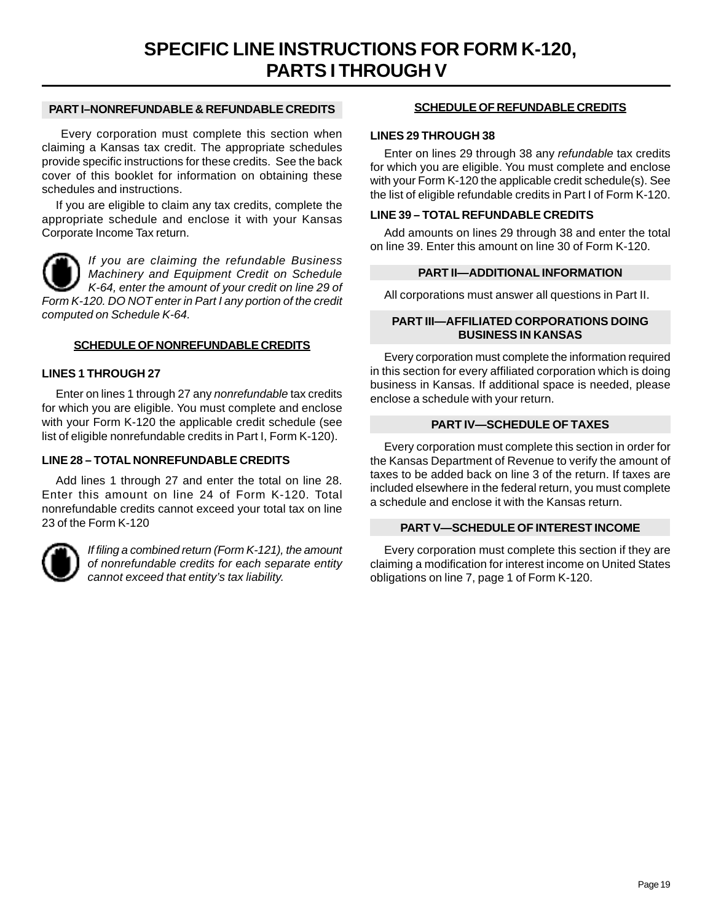# SPECIFIC LINE INSTRUCTIONS FOR FORM K-120, PARTS I THROUGH V

## PART I–NONREFUNDABLE & REFUNDABLE CREDITS

Every corporation must complete this section when claiming a Kansas tax credit. The appropriate schedules provide specific instructions for these credits. See the back cover of this booklet for information on obtaining these schedules and instructions.

If you are eligible to claim any tax credits, complete the appropriate schedule and enclose it with your Kansas Corporate Income Tax return.

*If you are claiming the refundable Business Machinery and Equipment Credit on Schedule K-64, enter the amount of your credit on line 29 of Form K-120. DO NOT enter in Part I any portion of the credit computed on Schedule K-64.*

### SCHEDULE OF NONREFUNDABLE CREDITS

**LINES 1 THROUGH 27**

Enter on lines 1 through 27 any *nonrefundable* tax credits for which you are eligible. You must complete and enclose with your Form K-120 the applicable credit schedule (see list of eligible nonrefundable credits in Part I, Form K-120).

**LINE 28 – TOTAL NONREFUNDABLE CREDITS**

Add lines 1 through 27 and enter the total on line 28. Enter this amount on line 24 of Form K-120. Total nonrefundable credits cannot exceed your total tax on line 23 of the Form K-120

*If filing a combined return (Form K-121), the amount of nonrefundable credits for each separate entity cannot exceed that entity's tax liability.*

### SCHEDULE OF REFUNDABLE CREDITS

**LINES 29 THROUGH 38**

Enter on lines 29 through 38 any *refundable* tax credits for which you are eligible. You must complete and enclose with your Form K-120 the applicable credit schedule(s). See the list of eligible refundable credits in Part I of Form K-120.

**LINE 39 – TOTAL REFUNDABLE CREDITS**

Add amounts on lines 29 through 38 and enter the total on line 39. Enter this amount on line 30 of Form K-120.

## PART II—ADDITIONAL INFORMATION

All corporations must answer all questions in Part II.

## PART III—AFFILIATED CORPORATIONS DOING BUSINESS IN KANSAS

Every corporation must complete the information required in this section for every affiliated corporation which is doing business in Kansas. If additional space is needed, please enclose a schedule with your return.

## PART IV—SCHEDULE OF TAXES

Every corporation must complete this section in order for the Kansas Department of Revenue to verify the amount of taxes to be added back on line 3 of the return. If taxes are included elsewhere in the federal return, you must complete a schedule and enclose it with the Kansas return.

## PART V—SCHEDULE OF INTEREST INCOME

Every corporation must complete this section if they are claiming a modification for interest income on United States obligations on line 7, page 1 of Form K-120.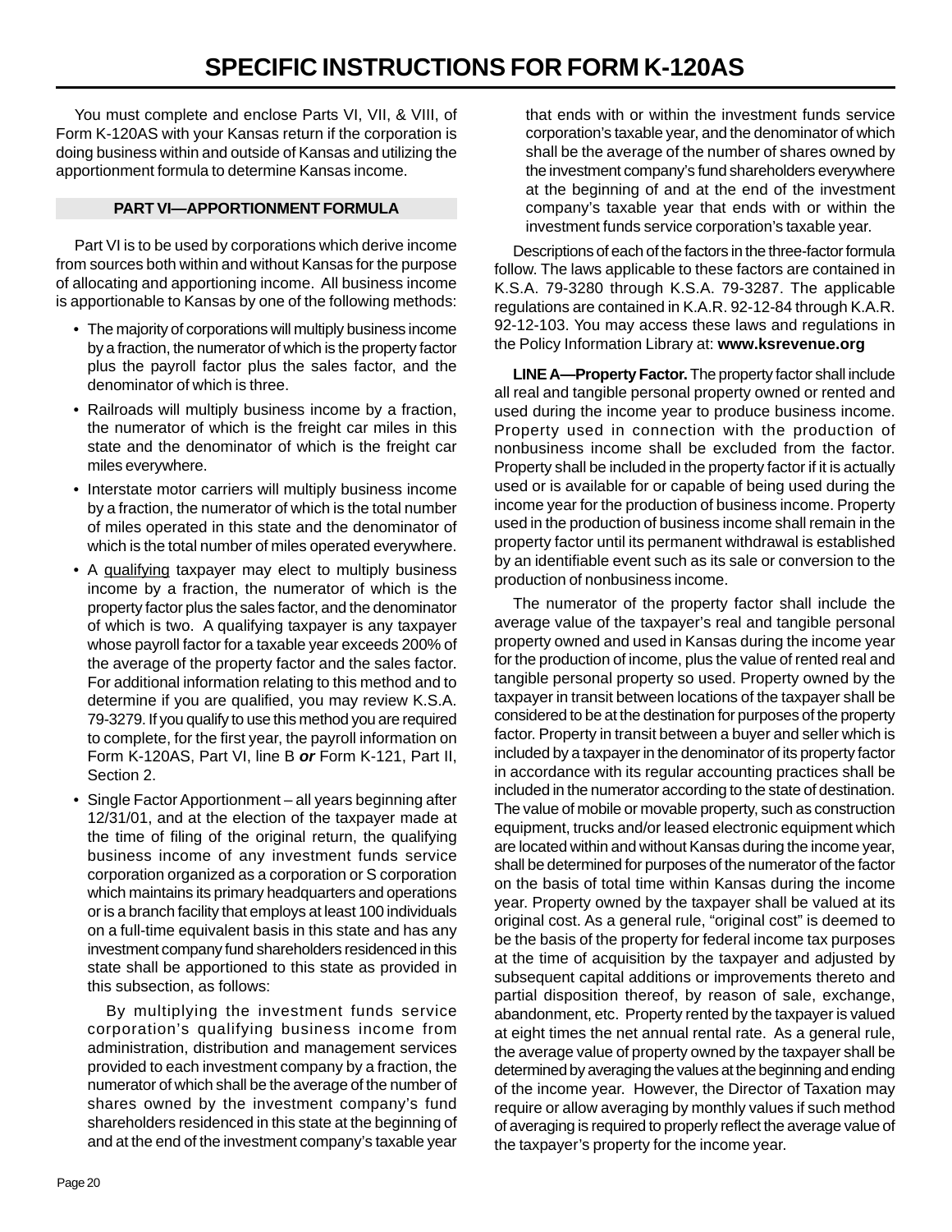# SPECIFIC INSTRUCTIONS FOR FORM K-120AS

You must complete and enclose Parts VI, VII, & VIII, of Form K-120AS with your Kansas return if the corporation is doing business within and outside of Kansas and utilizing the apportionment formula to determine Kansas income.

## PART VI—APPORTIONMENT FORMULA

Part VI is to be used by corporations which derive income from sources both within and without Kansas for the purpose of allocating and apportioning income. All business income is apportionable to Kansas by one of the following methods:

- The majority of corporations will multiply business income by a fraction, the numerator of which is the property factor plus the payroll factor plus the sales factor, and the denominator of which is three.
- Railroads will multiply business income by a fraction, the numerator of which is the freight car miles in this state and the denominator of which is the freight car miles everywhere.
- Interstate motor carriers will multiply business income by a fraction, the numerator of which is the total number of miles operated in this state and the denominator of which is the total number of miles operated everywhere.
- A qualifying taxpayer may elect to multiply business income by a fraction, the numerator of which is the property factor plus the sales factor, and the denominator of which is two. A qualifying taxpayer is any taxpayer whose payroll factor for a taxable year exceeds 200% of the average of the property factor and the sales factor. For additional information relating to this method and to determine if you are qualified, you may review K.S.A. 79-3279. If you qualify to use this method you are required to complete, for the first year, the payroll information on Form K-120AS, Part VI, line B ***or*** Form K-121, Part II, Section 2.
- Single Factor Apportionment – all years beginning after 12/31/01, and at the election of the taxpayer made at the time of filing of the original return, the qualifying business income of any investment funds service corporation organized as a corporation or S corporation which maintains its primary headquarters and operations or is a branch facility that employs at least 100 individuals on a full-time equivalent basis in this state and has any investment company fund shareholders residenced in this state shall be apportioned to this state as provided in this subsection, as follows:

  By multiplying the investment funds service corporation's qualifying business income from administration, distribution and management services provided to each investment company by a fraction, the numerator of which shall be the average of the number of shares owned by the investment company's fund shareholders residenced in this state at the beginning of and at the end of the investment company's taxable year that ends with or within the investment funds service corporation's taxable year, and the denominator of which shall be the average of the number of shares owned by the investment company's fund shareholders everywhere at the beginning of and at the end of the investment company's taxable year that ends with or within the investment funds service corporation's taxable year.

Descriptions of each of the factors in the three-factor formula follow. The laws applicable to these factors are contained in K.S.A. 79-3280 through K.S.A. 79-3287. The applicable regulations are contained in K.A.R. 92-12-84 through K.A.R. 92-12-103. You may access these laws and regulations in the Policy Information Library at: **www.ksrevenue.org**

**LINE A—Property Factor.** The property factor shall include all real and tangible personal property owned or rented and used during the income year to produce business income. Property used in connection with the production of nonbusiness income shall be excluded from the factor. Property shall be included in the property factor if it is actually used or is available for or capable of being used during the income year for the production of business income. Property used in the production of business income shall remain in the property factor until its permanent withdrawal is established by an identifiable event such as its sale or conversion to the production of nonbusiness income.

The numerator of the property factor shall include the average value of the taxpayer's real and tangible personal property owned and used in Kansas during the income year for the production of income, plus the value of rented real and tangible personal property so used. Property owned by the taxpayer in transit between locations of the taxpayer shall be considered to be at the destination for purposes of the property factor. Property in transit between a buyer and seller which is included by a taxpayer in the denominator of its property factor in accordance with its regular accounting practices shall be included in the numerator according to the state of destination. The value of mobile or movable property, such as construction equipment, trucks and/or leased electronic equipment which are located within and without Kansas during the income year, shall be determined for purposes of the numerator of the factor on the basis of total time within Kansas during the income year. Property owned by the taxpayer shall be valued at its original cost. As a general rule, "original cost" is deemed to be the basis of the property for federal income tax purposes at the time of acquisition by the taxpayer and adjusted by subsequent capital additions or improvements thereto and partial disposition thereof, by reason of sale, exchange, abandonment, etc. Property rented by the taxpayer is valued at eight times the net annual rental rate. As a general rule, the average value of property owned by the taxpayer shall be determined by averaging the values at the beginning and ending of the income year. However, the Director of Taxation may require or allow averaging by monthly values if such method of averaging is required to properly reflect the average value of the taxpayer's property for the income year.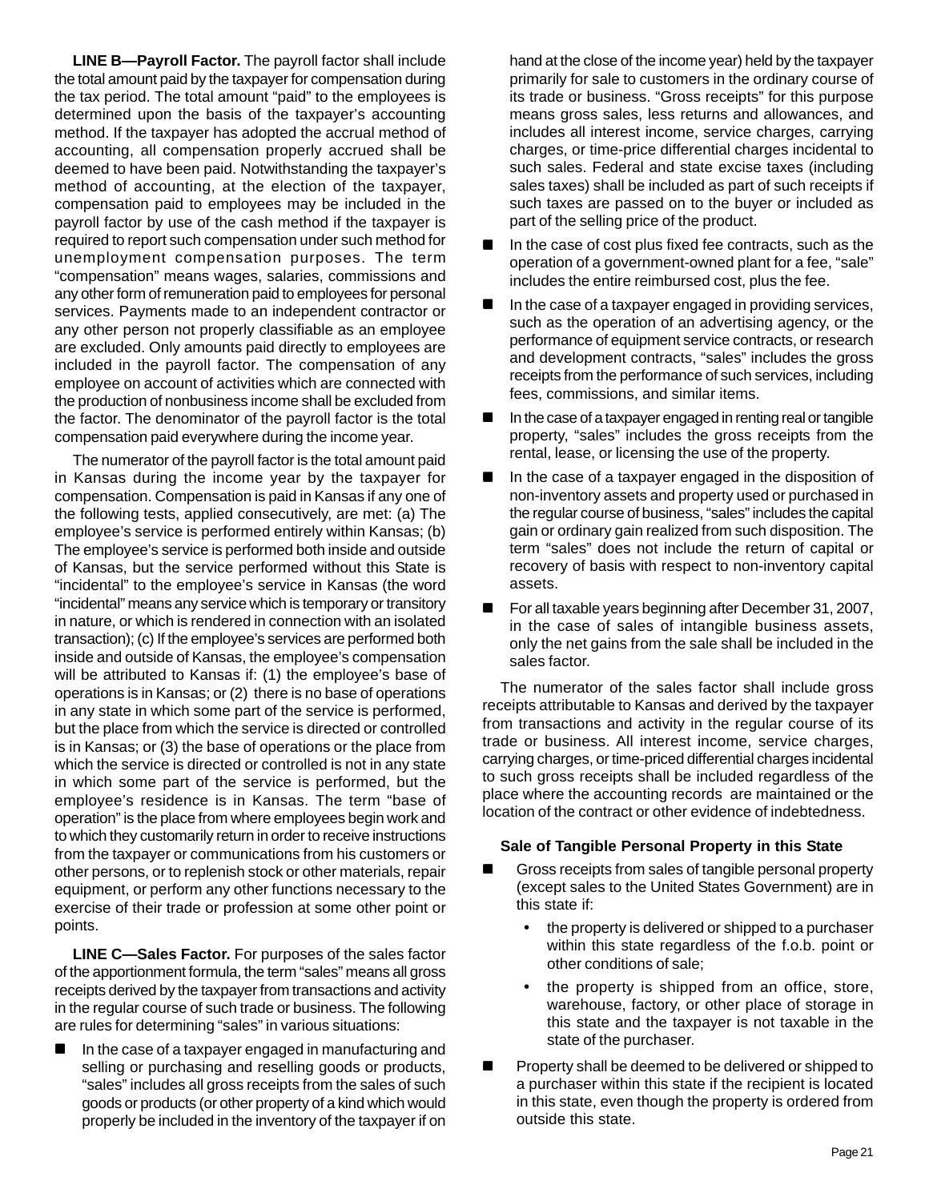**LINE B—Payroll Factor.** The payroll factor shall include the total amount paid by the taxpayer for compensation during the tax period. The total amount "paid" to the employees is determined upon the basis of the taxpayer's accounting method. If the taxpayer has adopted the accrual method of accounting, all compensation properly accrued shall be deemed to have been paid. Notwithstanding the taxpayer's method of accounting, at the election of the taxpayer, compensation paid to employees may be included in the payroll factor by use of the cash method if the taxpayer is required to report such compensation under such method for unemployment compensation purposes. The term "compensation" means wages, salaries, commissions and any other form of remuneration paid to employees for personal services. Payments made to an independent contractor or any other person not properly classifiable as an employee are excluded. Only amounts paid directly to employees are included in the payroll factor. The compensation of any employee on account of activities which are connected with the production of nonbusiness income shall be excluded from the factor. The denominator of the payroll factor is the total compensation paid everywhere during the income year.

The numerator of the payroll factor is the total amount paid in Kansas during the income year by the taxpayer for compensation. Compensation is paid in Kansas if any one of the following tests, applied consecutively, are met: (a) The employee's service is performed entirely within Kansas; (b) The employee's service is performed both inside and outside of Kansas, but the service performed without this State is "incidental" to the employee's service in Kansas (the word "incidental" means any service which is temporary or transitory in nature, or which is rendered in connection with an isolated transaction); (c) If the employee's services are performed both inside and outside of Kansas, the employee's compensation will be attributed to Kansas if: (1) the employee's base of operations is in Kansas; or (2) there is no base of operations in any state in which some part of the service is performed, but the place from which the service is directed or controlled is in Kansas; or (3) the base of operations or the place from which the service is directed or controlled is not in any state in which some part of the service is performed, but the employee's residence is in Kansas. The term "base of operation" is the place from where employees begin work and to which they customarily return in order to receive instructions from the taxpayer or communications from his customers or other persons, or to replenish stock or other materials, repair equipment, or perform any other functions necessary to the exercise of their trade or profession at some other point or points.

**LINE C—Sales Factor.** For purposes of the sales factor of the apportionment formula, the term "sales" means all gross receipts derived by the taxpayer from transactions and activity in the regular course of such trade or business. The following are rules for determining "sales" in various situations:

- In the case of a taxpayer engaged in manufacturing and selling or purchasing and reselling goods or products, "sales" includes all gross receipts from the sales of such goods or products (or other property of a kind which would properly be included in the inventory of the taxpayer if on hand at the close of the income year) held by the taxpayer primarily for sale to customers in the ordinary course of its trade or business. "Gross receipts" for this purpose means gross sales, less returns and allowances, and includes all interest income, service charges, carrying charges, or time-price differential charges incidental to such sales. Federal and state excise taxes (including sales taxes) shall be included as part of such receipts if such taxes are passed on to the buyer or included as part of the selling price of the product.
- In the case of cost plus fixed fee contracts, such as the operation of a government-owned plant for a fee, "sale" includes the entire reimbursed cost, plus the fee.
- In the case of a taxpayer engaged in providing services, such as the operation of an advertising agency, or the performance of equipment service contracts, or research and development contracts, "sales" includes the gross receipts from the performance of such services, including fees, commissions, and similar items.
- In the case of a taxpayer engaged in renting real or tangible property, "sales" includes the gross receipts from the rental, lease, or licensing the use of the property.
- In the case of a taxpayer engaged in the disposition of non-inventory assets and property used or purchased in the regular course of business, "sales" includes the capital gain or ordinary gain realized from such disposition. The term "sales" does not include the return of capital or recovery of basis with respect to non-inventory capital assets.
- For all taxable years beginning after December 31, 2007, in the case of sales of intangible business assets, only the net gains from the sale shall be included in the sales factor.

The numerator of the sales factor shall include gross receipts attributable to Kansas and derived by the taxpayer from transactions and activity in the regular course of its trade or business. All interest income, service charges, carrying charges, or time-priced differential charges incidental to such gross receipts shall be included regardless of the place where the accounting records are maintained or the location of the contract or other evidence of indebtedness.

### Sale of Tangible Personal Property in this State

- Gross receipts from sales of tangible personal property (except sales to the United States Government) are in this state if:
  - the property is delivered or shipped to a purchaser within this state regardless of the f.o.b. point or other conditions of sale;
  - the property is shipped from an office, store, warehouse, factory, or other place of storage in this state and the taxpayer is not taxable in the state of the purchaser.
- Property shall be deemed to be delivered or shipped to a purchaser within this state if the recipient is located in this state, even though the property is ordered from outside this state.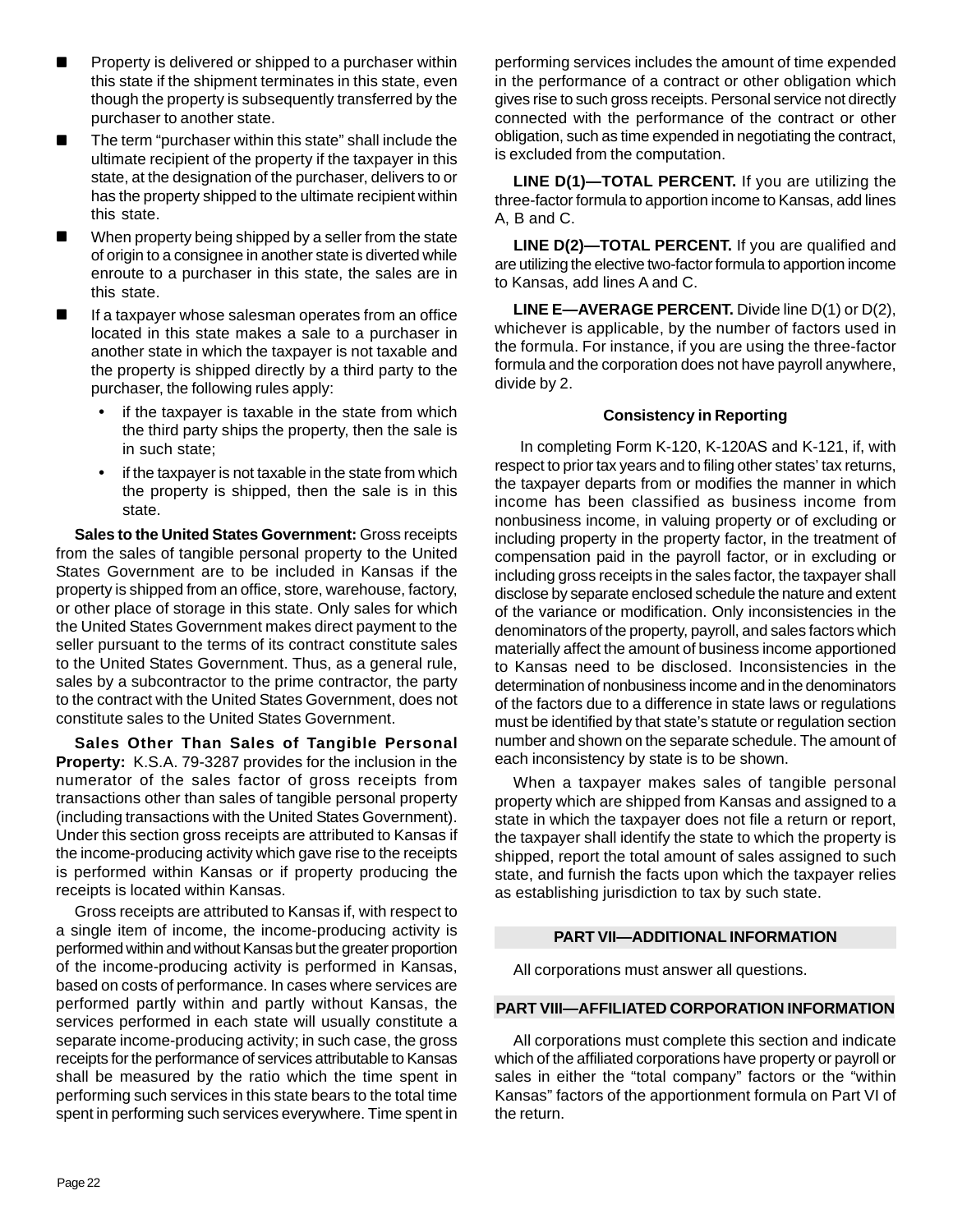- Property is delivered or shipped to a purchaser within this state if the shipment terminates in this state, even though the property is subsequently transferred by the purchaser to another state.
- The term "purchaser within this state" shall include the ultimate recipient of the property if the taxpayer in this state, at the designation of the purchaser, delivers to or has the property shipped to the ultimate recipient within this state.
- When property being shipped by a seller from the state of origin to a consignee in another state is diverted while enroute to a purchaser in this state, the sales are in this state.
- If a taxpayer whose salesman operates from an office located in this state makes a sale to a purchaser in another state in which the taxpayer is not taxable and the property is shipped directly by a third party to the purchaser, the following rules apply:
  - if the taxpayer is taxable in the state from which the third party ships the property, then the sale is in such state;
  - if the taxpayer is not taxable in the state from which the property is shipped, then the sale is in this state.

**Sales to the United States Government:** Gross receipts from the sales of tangible personal property to the United States Government are to be included in Kansas if the property is shipped from an office, store, warehouse, factory, or other place of storage in this state. Only sales for which the United States Government makes direct payment to the seller pursuant to the terms of its contract constitute sales to the United States Government. Thus, as a general rule, sales by a subcontractor to the prime contractor, the party to the contract with the United States Government, does not constitute sales to the United States Government.

**Sales Other Than Sales of Tangible Personal Property:** K.S.A. 79-3287 provides for the inclusion in the numerator of the sales factor of gross receipts from transactions other than sales of tangible personal property (including transactions with the United States Government). Under this section gross receipts are attributed to Kansas if the income-producing activity which gave rise to the receipts is performed within Kansas or if property producing the receipts is located within Kansas.

Gross receipts are attributed to Kansas if, with respect to a single item of income, the income-producing activity is performed within and without Kansas but the greater proportion of the income-producing activity is performed in Kansas, based on costs of performance. In cases where services are performed partly within and partly without Kansas, the services performed in each state will usually constitute a separate income-producing activity; in such case, the gross receipts for the performance of services attributable to Kansas shall be measured by the ratio which the time spent in performing such services in this state bears to the total time spent in performing such services everywhere. Time spent in performing services includes the amount of time expended in the performance of a contract or other obligation which gives rise to such gross receipts. Personal service not directly connected with the performance of the contract or other obligation, such as time expended in negotiating the contract, is excluded from the computation.

**LINE D(1)—TOTAL PERCENT.** If you are utilizing the three-factor formula to apportion income to Kansas, add lines A, B and C.

**LINE D(2)—TOTAL PERCENT.** If you are qualified and are utilizing the elective two-factor formula to apportion income to Kansas, add lines A and C.

**LINE E—AVERAGE PERCENT.** Divide line D(1) or D(2), whichever is applicable, by the number of factors used in the formula. For instance, if you are using the three-factor formula and the corporation does not have payroll anywhere, divide by 2.

### Consistency in Reporting

In completing Form K-120, K-120AS and K-121, if, with respect to prior tax years and to filing other states' tax returns, the taxpayer departs from or modifies the manner in which income has been classified as business income from nonbusiness income, in valuing property or of excluding or including property in the property factor, in the treatment of compensation paid in the payroll factor, or in excluding or including gross receipts in the sales factor, the taxpayer shall disclose by separate enclosed schedule the nature and extent of the variance or modification. Only inconsistencies in the denominators of the property, payroll, and sales factors which materially affect the amount of business income apportioned to Kansas need to be disclosed. Inconsistencies in the determination of nonbusiness income and in the denominators of the factors due to a difference in state laws or regulations must be identified by that state's statute or regulation section number and shown on the separate schedule. The amount of each inconsistency by state is to be shown.

When a taxpayer makes sales of tangible personal property which are shipped from Kansas and assigned to a state in which the taxpayer does not file a return or report, the taxpayer shall identify the state to which the property is shipped, report the total amount of sales assigned to such state, and furnish the facts upon which the taxpayer relies as establishing jurisdiction to tax by such state.

## PART VII—ADDITIONAL INFORMATION

All corporations must answer all questions.

## PART VIII—AFFILIATED CORPORATION INFORMATION

All corporations must complete this section and indicate which of the affiliated corporations have property or payroll or sales in either the "total company" factors or the "within Kansas" factors of the apportionment formula on Part VI of the return.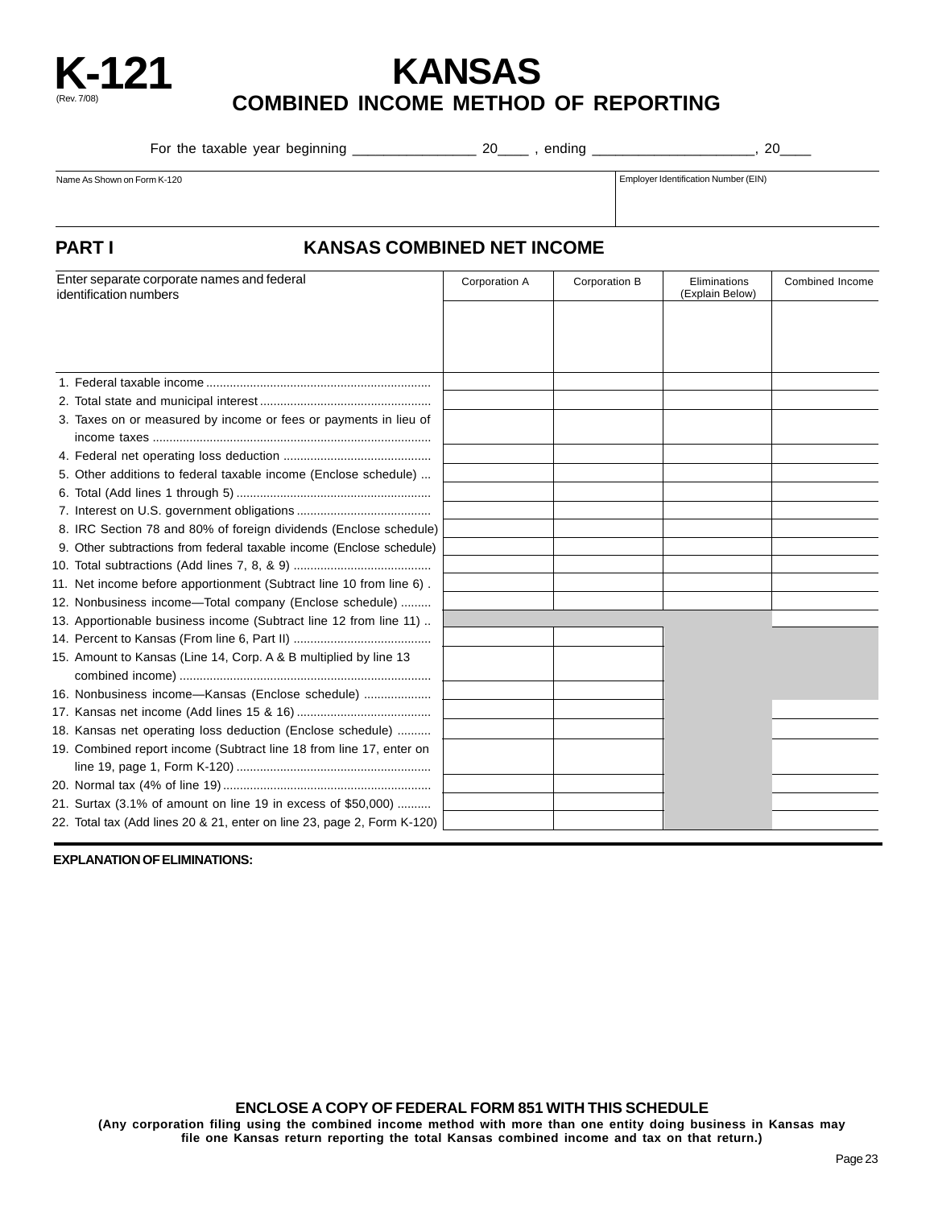# K-121
(Rev. 7/08)

# KANSAS
## COMBINED INCOME METHOD OF REPORTING

For the taxable year beginning _______________ 20____ , ending ____________________, 20____

| Name As Shown on Form K-120 | Employer Identification Number (EIN) |
|---|---|
| | |

## PART I KANSAS COMBINED NET INCOME

| Enter separate corporate names and federal identification numbers | Corporation A | Corporation B | Eliminations (Explain Below) | Combined Income |
|---|---|---|---|---|
| | | | | |
| 1. Federal taxable income | | | | |
| 2. Total state and municipal interest | | | | |
| 3. Taxes on or measured by income or fees or payments in lieu of income taxes | | | | |
| 4. Federal net operating loss deduction | | | | |
| 5. Other additions to federal taxable income (Enclose schedule) | | | | |
| 6. Total (Add lines 1 through 5) | | | | |
| 7. Interest on U.S. government obligations | | | | |
| 8. IRC Section 78 and 80% of foreign dividends (Enclose schedule) | | | | |
| 9. Other subtractions from federal taxable income (Enclose schedule) | | | | |
| 10. Total subtractions (Add lines 7, 8, & 9) | | | | |
| 11. Net income before apportionment (Subtract line 10 from line 6) | | | | |
| 12. Nonbusiness income—Total company (Enclose schedule) | | | | |
| 13. Apportionable business income (Subtract line 12 from line 11) | | | | |
| 14. Percent to Kansas (From line 6, Part II) | | | | |
| 15. Amount to Kansas (Line 14, Corp. A & B multiplied by line 13 combined income) | | | | |
| 16. Nonbusiness income—Kansas (Enclose schedule) | | | | |
| 17. Kansas net income (Add lines 15 & 16) | | | | |
| 18. Kansas net operating loss deduction (Enclose schedule) | | | | |
| 19. Combined report income (Subtract line 18 from line 17, enter on line 19, page 1, Form K-120) | | | | |
| 20. Normal tax (4% of line 19) | | | | |
| 21. Surtax (3.1% of amount on line 19 in excess of $50,000) | | | | |
| 22. Total tax (Add lines 20 & 21, enter on line 23, page 2, Form K-120) | | | | |

**EXPLANATION OF ELIMINATIONS:**

**ENCLOSE A COPY OF FEDERAL FORM 851 WITH THIS SCHEDULE**

**(Any corporation filing using the combined income method with more than one entity doing business in Kansas may file one Kansas return reporting the total Kansas combined income and tax on that return.)**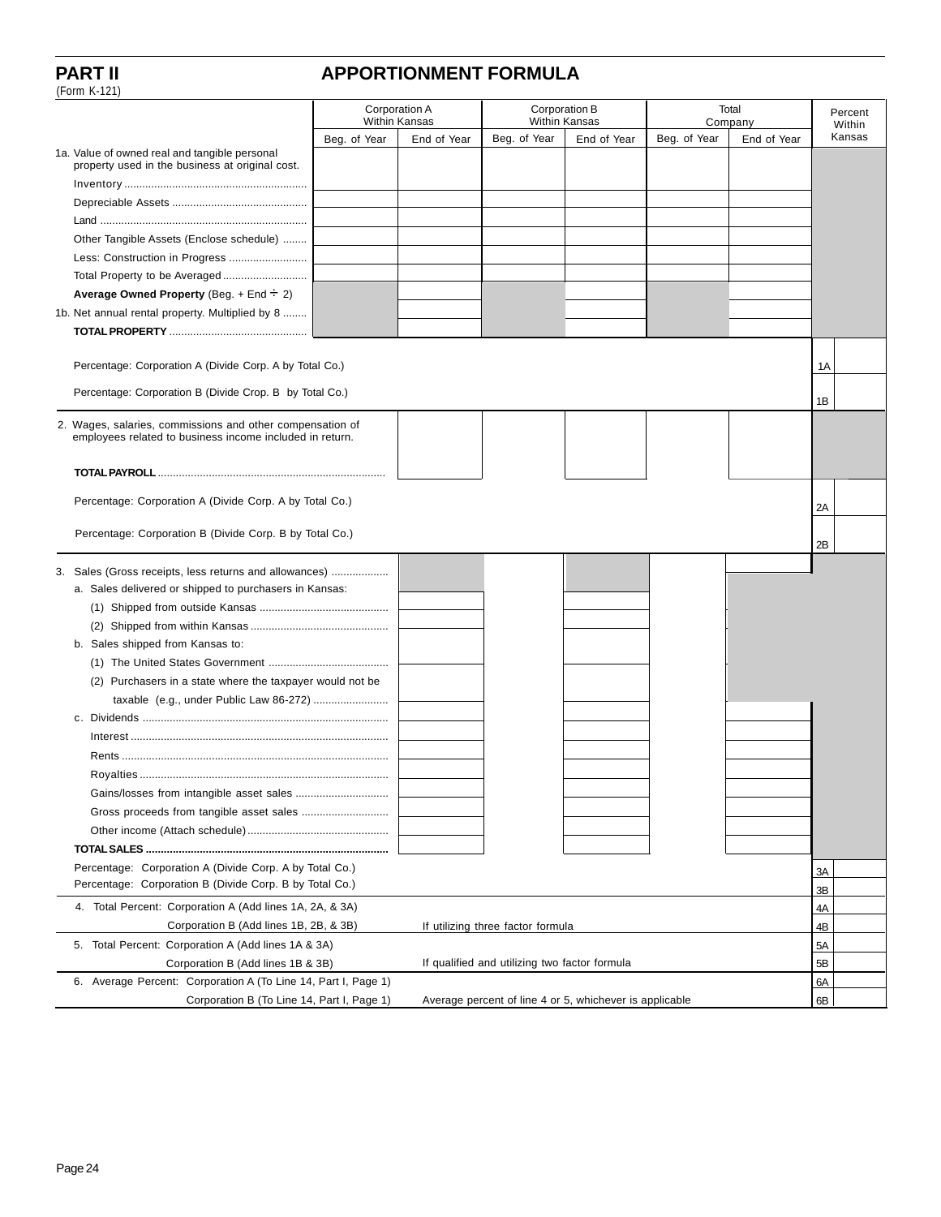## PART II APPORTIONMENT FORMULA

(Form K-121)

| | Corporation A Within Kansas | | Corporation B Within Kansas | | Total Company | | Percent Within Kansas |
|---|---|---|---|---|---|---|---|
| | Beg. of Year | End of Year | Beg. of Year | End of Year | Beg. of Year | End of Year | |
| 1a. Value of owned real and tangible personal property used in the business at original cost. | | | | | | | |
| Inventory | | | | | | | |
| Depreciable Assets | | | | | | | |
| Land | | | | | | | |
| Other Tangible Assets (Enclose schedule) | | | | | | | |
| Less: Construction in Progress | | | | | | | |
| Total Property to be Averaged | | | | | | | |
| **Average Owned Property** (Beg. + End ÷ 2) | | | | | | | |
| 1b. Net annual rental property. Multiplied by 8 | | | | | | | |
| **TOTAL PROPERTY** | | | | | | | |
| Percentage: Corporation A (Divide Corp. A by Total Co.) | | | | | | | 1A |
| Percentage: Corporation B (Divide Crop. B by Total Co.) | | | | | | | 1B |
| 2. Wages, salaries, commissions and other compensation of employees related to business income included in return. | | | | | | | |
| **TOTAL PAYROLL** | | | | | | | |
| Percentage: Corporation A (Divide Corp. A by Total Co.) | | | | | | | 2A |
| Percentage: Corporation B (Divide Corp. B by Total Co.) | | | | | | | 2B |
| 3. Sales (Gross receipts, less returns and allowances) | | | | | | | |
| a. Sales delivered or shipped to purchasers in Kansas: | | | | | | | |
| (1) Shipped from outside Kansas | | | | | | | |
| (2) Shipped from within Kansas | | | | | | | |
| b. Sales shipped from Kansas to: | | | | | | | |
| (1) The United States Government | | | | | | | |
| (2) Purchasers in a state where the taxpayer would not be taxable (e.g., under Public Law 86-272) | | | | | | | |
| c. Dividends | | | | | | | |
| Interest | | | | | | | |
| Rents | | | | | | | |
| Royalties | | | | | | | |
| Gains/losses from intangible asset sales | | | | | | | |
| Gross proceeds from tangible asset sales | | | | | | | |
| Other income (Attach schedule) | | | | | | | |
| **TOTAL SALES** | | | | | | | |
| Percentage: Corporation A (Divide Corp. A by Total Co.) | | | | | | | 3A |
| Percentage: Corporation B (Divide Corp. B by Total Co.) | | | | | | | 3B |
| 4. Total Percent: Corporation A (Add lines 1A, 2A, & 3A) | | | | | | | 4A |
| Corporation B (Add lines 1B, 2B, & 3B) — If utilizing three factor formula | | | | | | | 4B |
| 5. Total Percent: Corporation A (Add lines 1A & 3A) | | | | | | | 5A |
| Corporation B (Add lines 1B & 3B) — If qualified and utilizing two factor formula | | | | | | | 5B |
| 6. Average Percent: Corporation A (To Line 14, Part I, Page 1) | | | | | | | 6A |
| Corporation B (To Line 14, Part I, Page 1) — Average percent of line 4 or 5, whichever is applicable | | | | | | | 6B |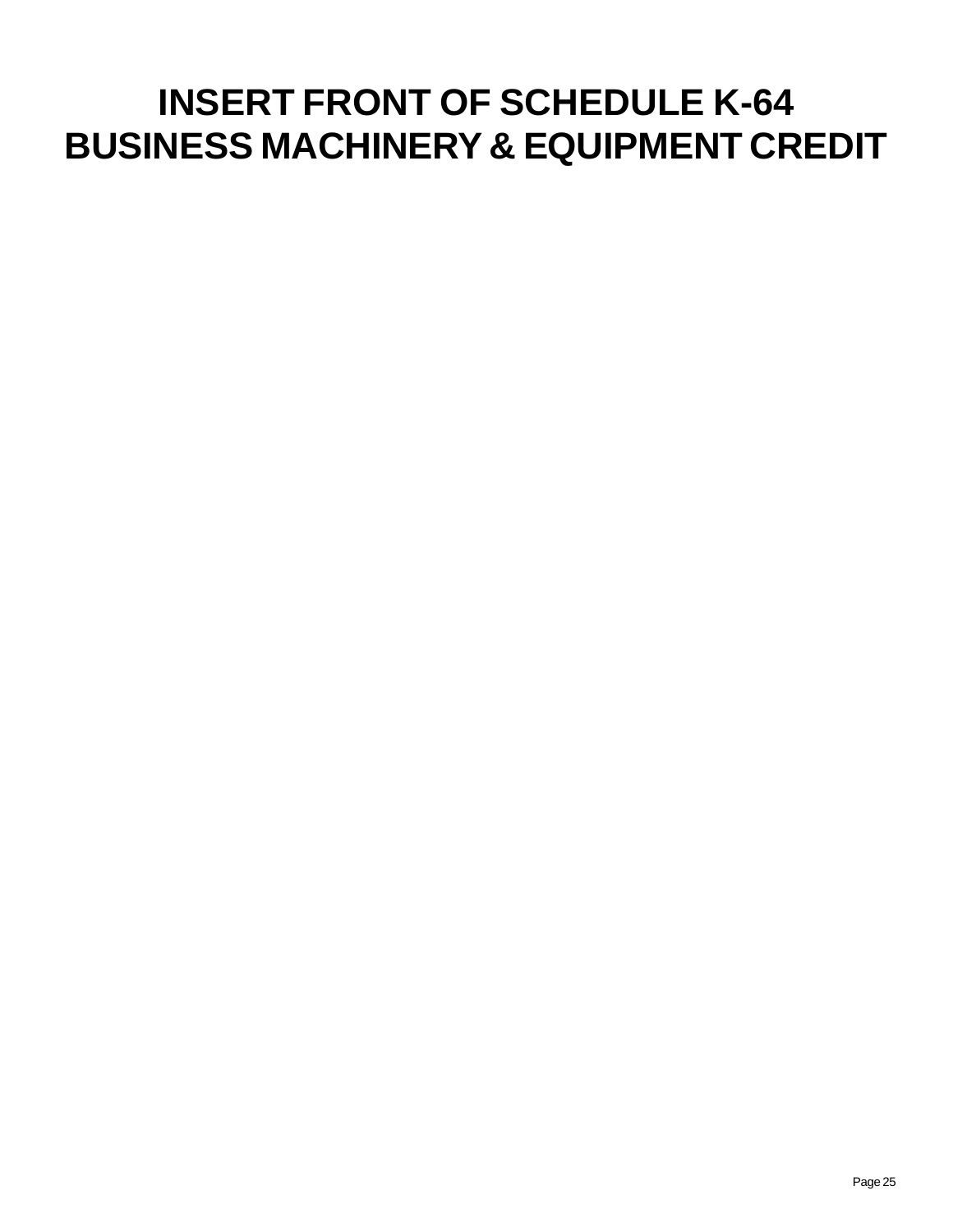# INSERT FRONT OF SCHEDULE K-64
# BUSINESS MACHINERY & EQUIPMENT CREDIT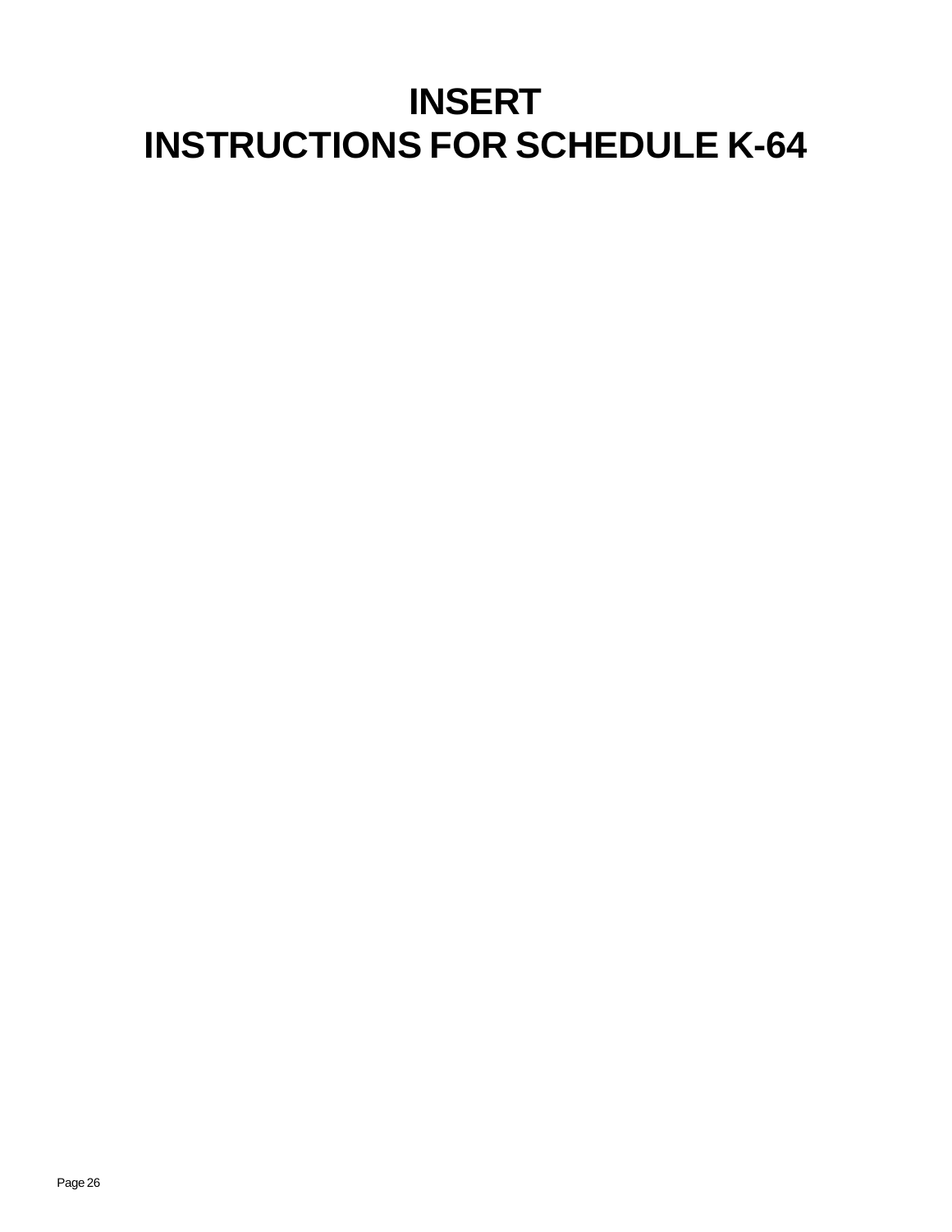# INSERT
# INSTRUCTIONS FOR SCHEDULE K-64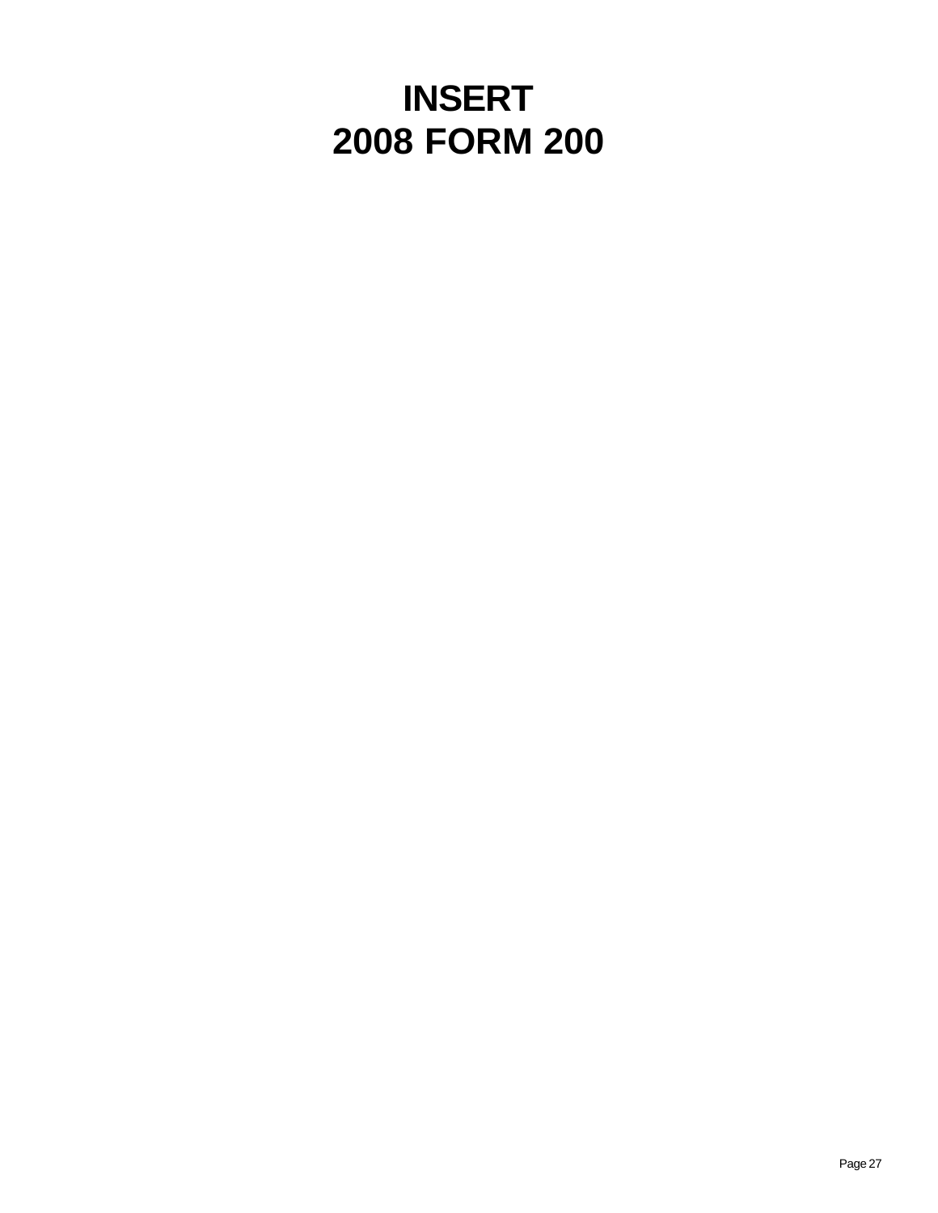# INSERT
# 2008 FORM 200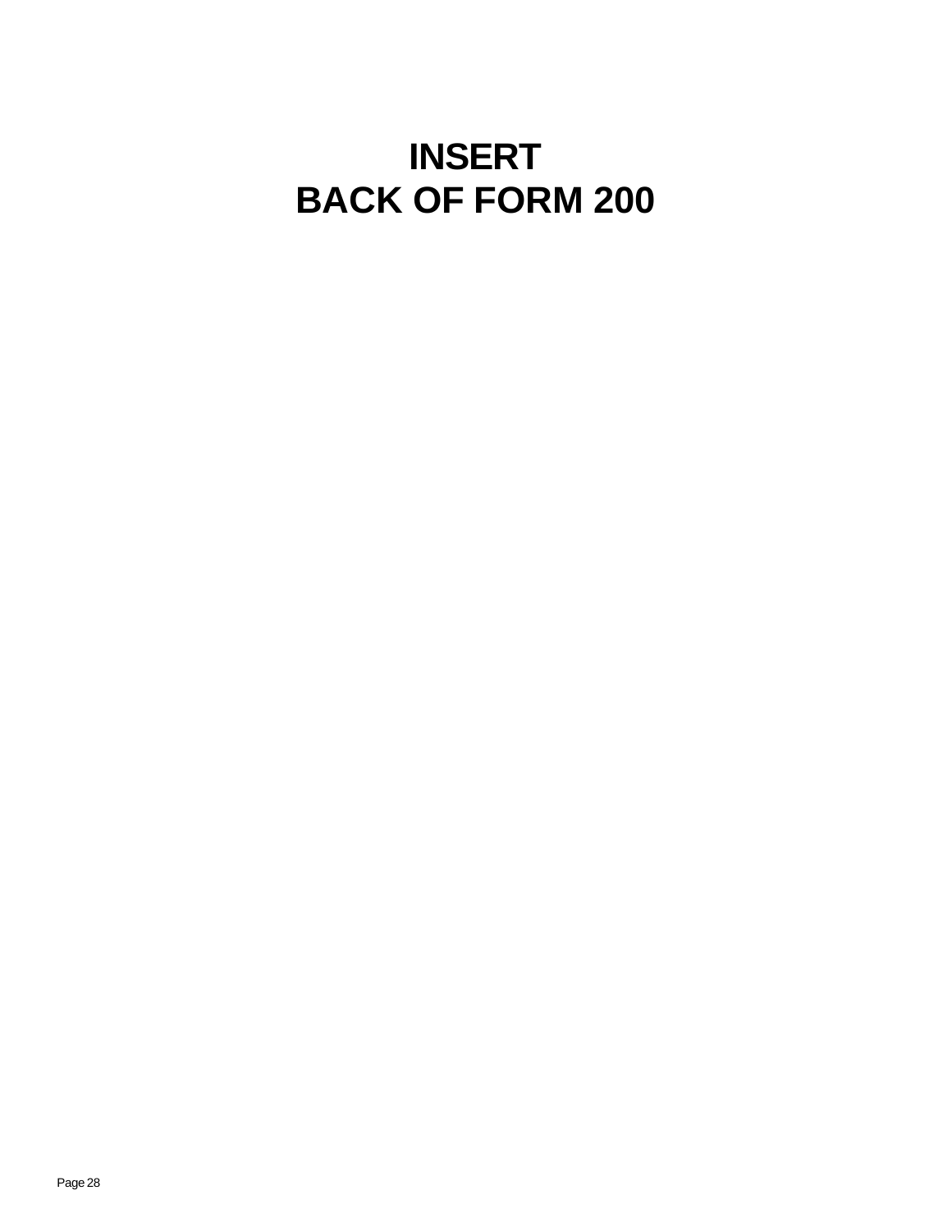# INSERT
# BACK OF FORM 200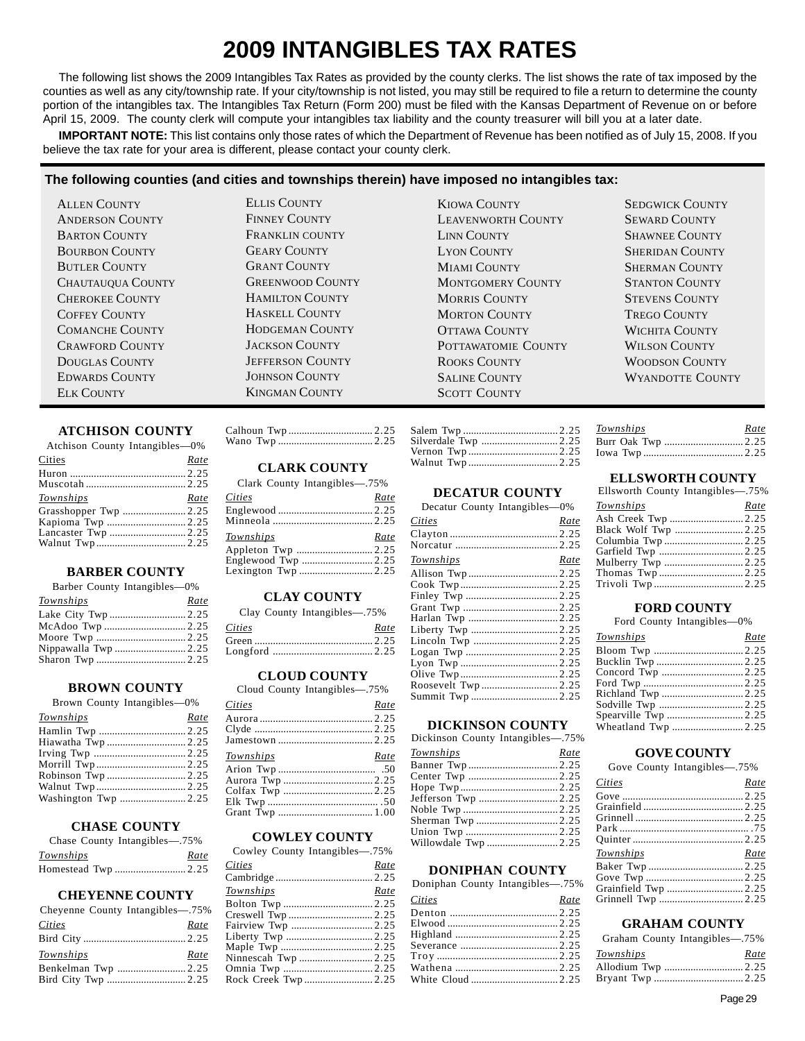# 2009 INTANGIBLES TAX RATES

The following list shows the 2009 Intangibles Tax Rates as provided by the county clerks. The list shows the rate of tax imposed by the counties as well as any city/township rate. If your city/township is not listed, you may still be required to file a return to determine the county portion of the intangibles tax. The Intangibles Tax Return (Form 200) must be filed with the Kansas Department of Revenue on or before April 15, 2009. The county clerk will compute your intangibles tax liability and the county treasurer will bill you at a later date.

**IMPORTANT NOTE:** This list contains only those rates of which the Department of Revenue has been notified as of July 15, 2008. If you believe the tax rate for your area is different, please contact your county clerk.

**The following counties (and cities and townships therein) have imposed no intangibles tax:**

Allen County
Anderson County
Barton County
Bourbon County
Butler County
Chautauqua County
Cherokee County
Coffey County
Comanche County
Crawford County
Douglas County
Edwards County
Elk County
Ellis County
Finney County
Franklin county
Geary County
Grant County
Greenwood County
Hamilton County
Haskell County
Hodgeman County
Jackson County
Jefferson County
Johnson County
Kingman County
Kiowa County
Leavenworth County
Linn County
Lyon County
Miami County
Montgomery County
Morris County
Morton County
Ottawa County
Pottawatomie County
Rooks County
Saline County
Scott County
Sedgwick County
Seward County
Shawnee County
Sheridan County
Sherman County
Stanton County
Stevens County
Trego County
Wichita County
Wilson County
Woodson County
Wyandotte County

### ATCHISON COUNTY

Atchison County Intangibles—0%

| Cities | Rate |
|---|---|
| Huron | 2.25 |
| Muscotah | 2.25 |

| Townships | Rate |
|---|---|
| Grasshopper Twp | 2.25 |
| Kapioma Twp | 2.25 |
| Lancaster Twp | 2.25 |
| Walnut Twp | 2.25 |

### BARBER COUNTY

Barber County Intangibles—0%

| Townships | Rate |
|---|---|
| Lake City Twp | 2.25 |
| McAdoo Twp | 2.25 |
| Moore Twp | 2.25 |
| Nippawalla Twp | 2.25 |
| Sharon Twp | 2.25 |

### BROWN COUNTY

Brown County Intangibles—0%

| Townships | Rate |
|---|---|
| Hamlin Twp | 2.25 |
| Hiawatha Twp | 2.25 |
| Irving Twp | 2.25 |
| Morrill Twp | 2.25 |
| Robinson Twp | 2.25 |
| Walnut Twp | 2.25 |
| Washington Twp | 2.25 |

### CHASE COUNTY

Chase County Intangibles—.75%

| Townships | Rate |
|---|---|
| Homestead Twp | 2.25 |

### CHEYENNE COUNTY

Cheyenne County Intangibles—.75%

| Cities | Rate |
|---|---|
| Bird City | 2.25 |

| Townships | Rate |
|---|---|
| Benkelman Twp | 2.25 |
| Bird City Twp | 2.25 |
| Calhoun Twp | 2.25 |
| Wano Twp | 2.25 |

### CLARK COUNTY

Clark County Intangibles—.75%

| Cities | Rate |
|---|---|
| Englewood | 2.25 |
| Minneola | 2.25 |

| Townships | Rate |
|---|---|
| Appleton Twp | 2.25 |
| Englewood Twp | 2.25 |
| Lexington Twp | 2.25 |

### CLAY COUNTY

Clay County Intangibles—.75%

| Cities | Rate |
|---|---|
| Green | 2.25 |
| Longford | 2.25 |

### CLOUD COUNTY

Cloud County Intangibles—.75%

| Cities | Rate |
|---|---|
| Aurora | 2.25 |
| Clyde | 2.25 |
| Jamestown | 2.25 |

| Townships | Rate |
|---|---|
| Arion Twp | .50 |
| Aurora Twp | 2.25 |
| Colfax Twp | 2.25 |
| Elk Twp | .50 |
| Grant Twp | 1.00 |

### COWLEY COUNTY

Cowley County Intangibles—.75%

| Cities | Rate |
|---|---|
| Cambridge | 2.25 |

| Townships | Rate |
|---|---|
| Bolton Twp | 2.25 |
| Creswell Twp | 2.25 |
| Fairview Twp | 2.25 |
| Liberty Twp | 2.25 |
| Maple Twp | 2.25 |
| Ninnescah Twp | 2.25 |
| Omnia Twp | 2.25 |
| Rock Creek Twp | 2.25 |
| Salem Twp | 2.25 |
| Silverdale Twp | 2.25 |
| Vernon Twp | 2.25 |
| Walnut Twp | 2.25 |

### DECATUR COUNTY

Decatur County Intangibles—0%

| Cities | Rate |
|---|---|
| Clayton | 2.25 |
| Norcatur | 2.25 |

| Townships | Rate |
|---|---|
| Allison Twp | 2.25 |
| Cook Twp | 2.25 |
| Finley Twp | 2.25 |
| Grant Twp | 2.25 |
| Harlan Twp | 2.25 |
| Liberty Twp | 2.25 |
| Lincoln Twp | 2.25 |
| Logan Twp | 2.25 |
| Lyon Twp | 2.25 |
| Olive Twp | 2.25 |
| Roosevelt Twp | 2.25 |
| Summit Twp | 2.25 |

### DICKINSON COUNTY

Dickinson County Intangibles—.75%

| Townships | Rate |
|---|---|
| Banner Twp | 2.25 |
| Center Twp | 2.25 |
| Hope Twp | 2.25 |
| Jefferson Twp | 2.25 |
| Noble Twp | 2.25 |
| Sherman Twp | 2.25 |
| Union Twp | 2.25 |
| Willowdale Twp | 2.25 |

### DONIPHAN COUNTY

Doniphan County Intangibles—.75%

| Cities | Rate |
|---|---|
| Denton | 2.25 |
| Elwood | 2.25 |
| Highland | 2.25 |
| Severance | 2.25 |
| Troy | 2.25 |
| Wathena | 2.25 |
| White Cloud | 2.25 |

| Townships | Rate |
|---|---|
| Burr Oak Twp | 2.25 |
| Iowa Twp | 2.25 |

### ELLSWORTH COUNTY

Ellsworth County Intangibles—.75%

| Townships | Rate |
|---|---|
| Ash Creek Twp | 2.25 |
| Black Wolf Twp | 2.25 |
| Columbia Twp | 2.25 |
| Garfield Twp | 2.25 |
| Mulberry Twp | 2.25 |
| Thomas Twp | 2.25 |
| Trivoli Twp | 2.25 |

### FORD COUNTY

Ford County Intangibles—0%

| Townships | Rate |
|---|---|
| Bloom Twp | 2.25 |
| Bucklin Twp | 2.25 |
| Concord Twp | 2.25 |
| Ford Twp | 2.25 |
| Richland Twp | 2.25 |
| Sodville Twp | 2.25 |
| Spearville Twp | 2.25 |
| Wheatland Twp | 2.25 |

### GOVE COUNTY

Gove County Intangibles—.75%

| Cities | Rate |
|---|---|
| Gove | 2.25 |
| Grainfield | 2.25 |
| Grinnell | 2.25 |
| Park | .75 |
| Quinter | 2.25 |

| Townships | Rate |
|---|---|
| Baker Twp | 2.25 |
| Gove Twp | 2.25 |
| Grainfield Twp | 2.25 |
| Grinnell Twp | 2.25 |

### GRAHAM COUNTY

Graham County Intangibles—.75%

| Townships | Rate |
|---|---|
| Allodium Twp | 2.25 |
| Bryant Twp | 2.25 |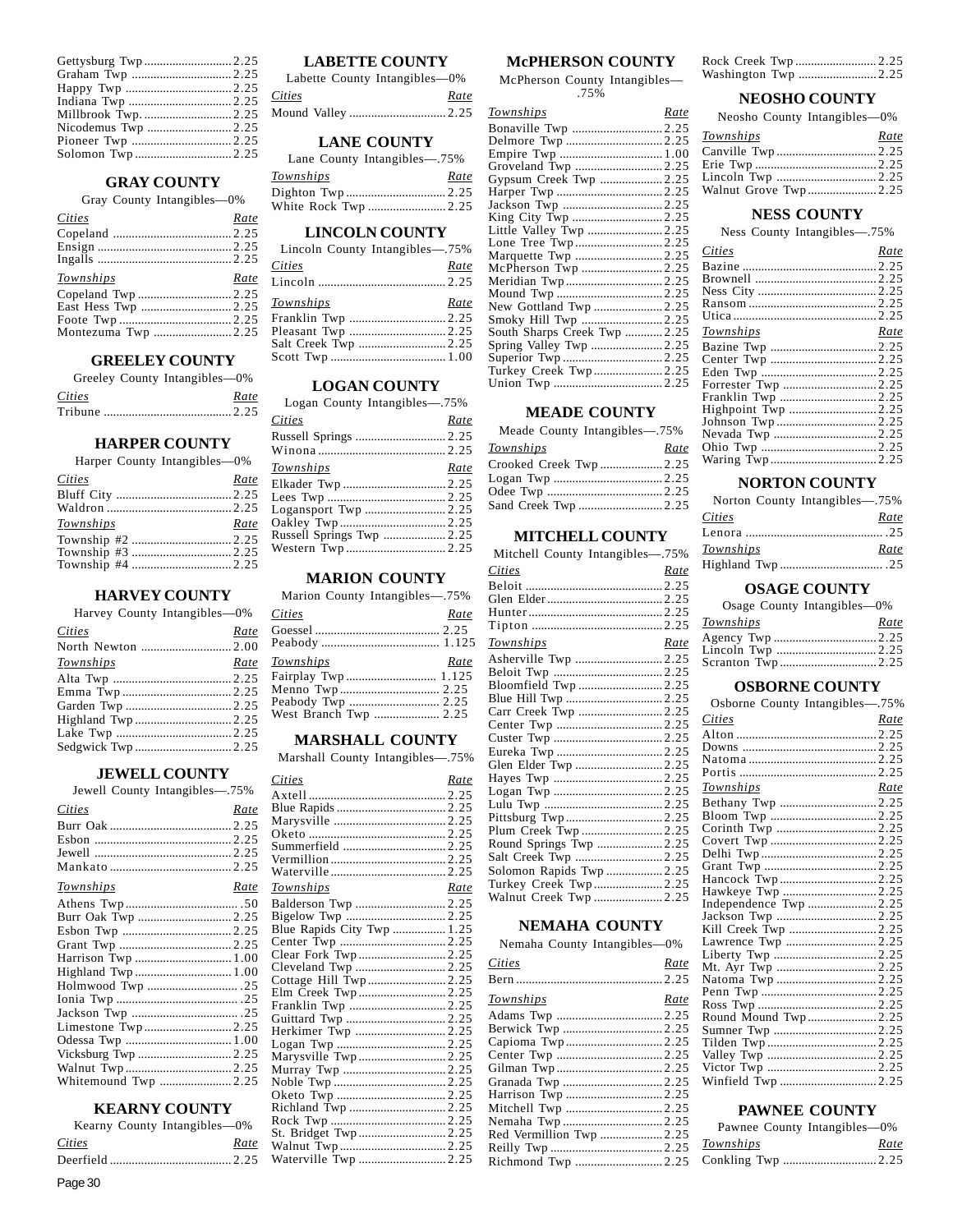| | |
|---|---|
| Gettysburg Twp | 2.25 |
| Graham Twp | 2.25 |
| Happy Twp | 2.25 |
| Indiana Twp | 2.25 |
| Millbrook Twp. | 2.25 |
| Nicodemus Twp | 2.25 |
| Pioneer Twp | 2.25 |
| Solomon Twp | 2.25 |

## GRAY COUNTY

Gray County Intangibles—0%

| Cities | Rate |
|---|---|
| Copeland | 2.25 |
| Ensign | 2.25 |
| Ingalls | 2.25 |

| Townships | Rate |
|---|---|
| Copeland Twp | 2.25 |
| East Hess Twp | 2.25 |
| Foote Twp | 2.25 |
| Montezuma Twp | 2.25 |

## GREELEY COUNTY

Greeley County Intangibles—0%

| Cities | Rate |
|---|---|
| Tribune | 2.25 |

## HARPER COUNTY

Harper County Intangibles—0%

| Cities | Rate |
|---|---|
| Bluff City | 2.25 |
| Waldron | 2.25 |

| Townships | Rate |
|---|---|
| Township #2 | 2.25 |
| Township #3 | 2.25 |
| Township #4 | 2.25 |

## HARVEY COUNTY

Harvey County Intangibles—0%

| Cities | Rate |
|---|---|
| North Newton | 2.00 |

| Townships | Rate |
|---|---|
| Alta Twp | 2.25 |
| Emma Twp | 2.25 |
| Garden Twp | 2.25 |
| Highland Twp | 2.25 |
| Lake Twp | 2.25 |
| Sedgwick Twp | 2.25 |

## JEWELL COUNTY

Jewell County Intangibles—.75%

| Cities | Rate |
|---|---|
| Burr Oak | 2.25 |
| Esbon | 2.25 |
| Jewell | 2.25 |
| Mankato | 2.25 |

| Townships | Rate |
|---|---|
| Athens Twp | .50 |
| Burr Oak Twp | 2.25 |
| Esbon Twp | 2.25 |
| Grant Twp | 2.25 |
| Harrison Twp | 1.00 |
| Highland Twp | 1.00 |
| Holmwood Twp | .25 |
| Ionia Twp | .25 |
| Jackson Twp | .25 |
| Limestone Twp | 2.25 |
| Odessa Twp | 1.00 |
| Vicksburg Twp | 2.25 |
| Walnut Twp | 2.25 |
| Whitemound Twp | 2.25 |

## KEARNY COUNTY

Kearny County Intangibles—0%

| Cities | Rate |
|---|---|
| Deerfield | 2.25 |

## LABETTE COUNTY

Labette County Intangibles—0%

| Cities | Rate |
|---|---|
| Mound Valley | 2.25 |

## LANE COUNTY

Lane County Intangibles—.75%

| Townships | Rate |
|---|---|
| Dighton Twp | 2.25 |
| White Rock Twp | 2.25 |

## LINCOLN COUNTY

Lincoln County Intangibles—.75%

| Cities | Rate |
|---|---|
| Lincoln | 2.25 |

| Townships | Rate |
|---|---|
| Franklin Twp | 2.25 |
| Pleasant Twp | 2.25 |
| Salt Creek Twp | 2.25 |
| Scott Twp | 1.00 |

## LOGAN COUNTY

Logan County Intangibles—.75%

| Cities | Rate |
|---|---|
| Russell Springs | 2.25 |
| Winona | 2.25 |

| Townships | Rate |
|---|---|
| Elkader Twp | 2.25 |
| Lees Twp | 2.25 |
| Logansport Twp | 2.25 |
| Oakley Twp | 2.25 |
| Russell Springs Twp | 2.25 |
| Western Twp | 2.25 |

## MARION COUNTY

Marion County Intangibles—.75%

| Cities | Rate |
|---|---|
| Goessel | 2.25 |
| Peabody | 1.125 |

| Townships | Rate |
|---|---|
| Fairplay Twp | 1.125 |
| Menno Twp | 2.25 |
| Peabody Twp | 2.25 |
| West Branch Twp | 2.25 |

## MARSHALL COUNTY

Marshall County Intangibles—.75%

| Cities | Rate |
|---|---|
| Axtell | 2.25 |
| Blue Rapids | 2.25 |
| Marysville | 2.25 |
| Oketo | 2.25 |
| Summerfield | 2.25 |
| Vermillion | 2.25 |
| Waterville | 2.25 |

| Townships | Rate |
|---|---|
| Balderson Twp | 2.25 |
| Bigelow Twp | 2.25 |
| Blue Rapids City Twp | 1.25 |
| Center Twp | 2.25 |
| Clear Fork Twp | 2.25 |
| Cleveland Twp | 2.25 |
| Cottage Hill Twp | 2.25 |
| Elm Creek Twp | 2.25 |
| Franklin Twp | 2.25 |
| Guittard Twp | 2.25 |
| Herkimer Twp | 2.25 |
| Logan Twp | 2.25 |
| Marysville Twp | 2.25 |
| Murray Twp | 2.25 |
| Noble Twp | 2.25 |
| Oketo Twp | 2.25 |
| Richland Twp | 2.25 |
| Rock Twp | 2.25 |
| St. Bridget Twp | 2.25 |
| Walnut Twp | 2.25 |
| Waterville Twp | 2.25 |

## McPHERSON COUNTY

McPherson County Intangibles—.75%

| Townships | Rate |
|---|---|
| Bonaville Twp | 2.25 |
| Delmore Twp | 2.25 |
| Empire Twp | 1.00 |
| Groveland Twp | 2.25 |
| Gypsum Creek Twp | 2.25 |
| Harper Twp | 2.25 |
| Jackson Twp | 2.25 |
| King City Twp | 2.25 |
| Little Valley Twp | 2.25 |
| Lone Tree Twp | 2.25 |
| Marquette Twp | 2.25 |
| McPherson Twp | 2.25 |
| Meridian Twp | 2.25 |
| Mound Twp | 2.25 |
| New Gottland Twp | 2.25 |
| Smoky Hill Twp | 2.25 |
| South Sharps Creek Twp | 2.25 |
| Spring Valley Twp | 2.25 |
| Superior Twp | 2.25 |
| Turkey Creek Twp | 2.25 |
| Union Twp | 2.25 |

## MEADE COUNTY

Meade County Intangibles—.75%

| Townships | Rate |
|---|---|
| Crooked Creek Twp | 2.25 |
| Logan Twp | 2.25 |
| Odee Twp | 2.25 |
| Sand Creek Twp | 2.25 |

## MITCHELL COUNTY

Mitchell County Intangibles—.75%

| Cities | Rate |
|---|---|
| Beloit | 2.25 |
| Glen Elder | 2.25 |
| Hunter | 2.25 |
| Tipton | 2.25 |

| Townships | Rate |
|---|---|
| Asherville Twp | 2.25 |
| Beloit Twp | 2.25 |
| Bloomfield Twp | 2.25 |
| Blue Hill Twp | 2.25 |
| Carr Creek Twp | 2.25 |
| Center Twp | 2.25 |
| Custer Twp | 2.25 |
| Eureka Twp | 2.25 |
| Glen Elder Twp | 2.25 |
| Hayes Twp | 2.25 |
| Logan Twp | 2.25 |
| Lulu Twp | 2.25 |
| Pittsburg Twp | 2.25 |
| Plum Creek Twp | 2.25 |
| Round Springs Twp | 2.25 |
| Salt Creek Twp | 2.25 |
| Solomon Rapids Twp | 2.25 |
| Turkey Creek Twp | 2.25 |
| Walnut Creek Twp | 2.25 |

## NEMAHA COUNTY

Nemaha County Intangibles—0%

| Cities | Rate |
|---|---|
| Bern | 2.25 |

| Townships | Rate |
|---|---|
| Adams Twp | 2.25 |
| Berwick Twp | 2.25 |
| Capioma Twp | 2.25 |
| Center Twp | 2.25 |
| Gilman Twp | 2.25 |
| Granada Twp | 2.25 |
| Harrison Twp | 2.25 |
| Mitchell Twp | 2.25 |
| Nemaha Twp | 2.25 |
| Red Vermillion Twp | 2.25 |
| Reilly Twp | 2.25 |
| Richmond Twp | 2.25 |

| | |
|---|---|
| Rock Creek Twp | 2.25 |
| Washington Twp | 2.25 |

## NEOSHO COUNTY

Neosho County Intangibles—0%

| Townships | Rate |
|---|---|
| Canville Twp | 2.25 |
| Erie Twp | 2.25 |
| Lincoln Twp | 2.25 |
| Walnut Grove Twp | 2.25 |

## NESS COUNTY

Ness County Intangibles—.75%

| Cities | Rate |
|---|---|
| Bazine | 2.25 |
| Brownell | 2.25 |
| Ness City | 2.25 |
| Ransom | 2.25 |
| Utica | 2.25 |

| Townships | Rate |
|---|---|
| Bazine Twp | 2.25 |
| Center Twp | 2.25 |
| Eden Twp | 2.25 |
| Forrester Twp | 2.25 |
| Franklin Twp | 2.25 |
| Highpoint Twp | 2.25 |
| Johnson Twp | 2.25 |
| Nevada Twp | 2.25 |
| Ohio Twp | 2.25 |
| Waring Twp | 2.25 |

## NORTON COUNTY

Norton County Intangibles—.75%

| Cities | Rate |
|---|---|
| Lenora | .25 |

| Townships | Rate |
|---|---|
| Highland Twp | .25 |

## OSAGE COUNTY

Osage County Intangibles—0%

| Townships | Rate |
|---|---|
| Agency Twp | 2.25 |
| Lincoln Twp | 2.25 |
| Scranton Twp | 2.25 |

## OSBORNE COUNTY

Osborne County Intangibles—.75%

| Cities | Rate |
|---|---|
| Alton | 2.25 |
| Downs | 2.25 |
| Natoma | 2.25 |
| Portis | 2.25 |

| Townships | Rate |
|---|---|
| Bethany Twp | 2.25 |
| Bloom Twp | 2.25 |
| Corinth Twp | 2.25 |
| Covert Twp | 2.25 |
| Delhi Twp | 2.25 |
| Grant Twp | 2.25 |
| Hancock Twp | 2.25 |
| Hawkeye Twp | 2.25 |
| Independence Twp | 2.25 |
| Jackson Twp | 2.25 |
| Kill Creek Twp | 2.25 |
| Lawrence Twp | 2.25 |
| Liberty Twp | 2.25 |
| Mt. Ayr Twp | 2.25 |
| Natoma Twp | 2.25 |
| Penn Twp | 2.25 |
| Ross Twp | 2.25 |
| Round Mound Twp | 2.25 |
| Sumner Twp | 2.25 |
| Tilden Twp | 2.25 |
| Valley Twp | 2.25 |
| Victor Twp | 2.25 |
| Winfield Twp | 2.25 |

## PAWNEE COUNTY

Pawnee County Intangibles—0%

| Townships | Rate |
|---|---|
| Conkling Twp | 2.25 |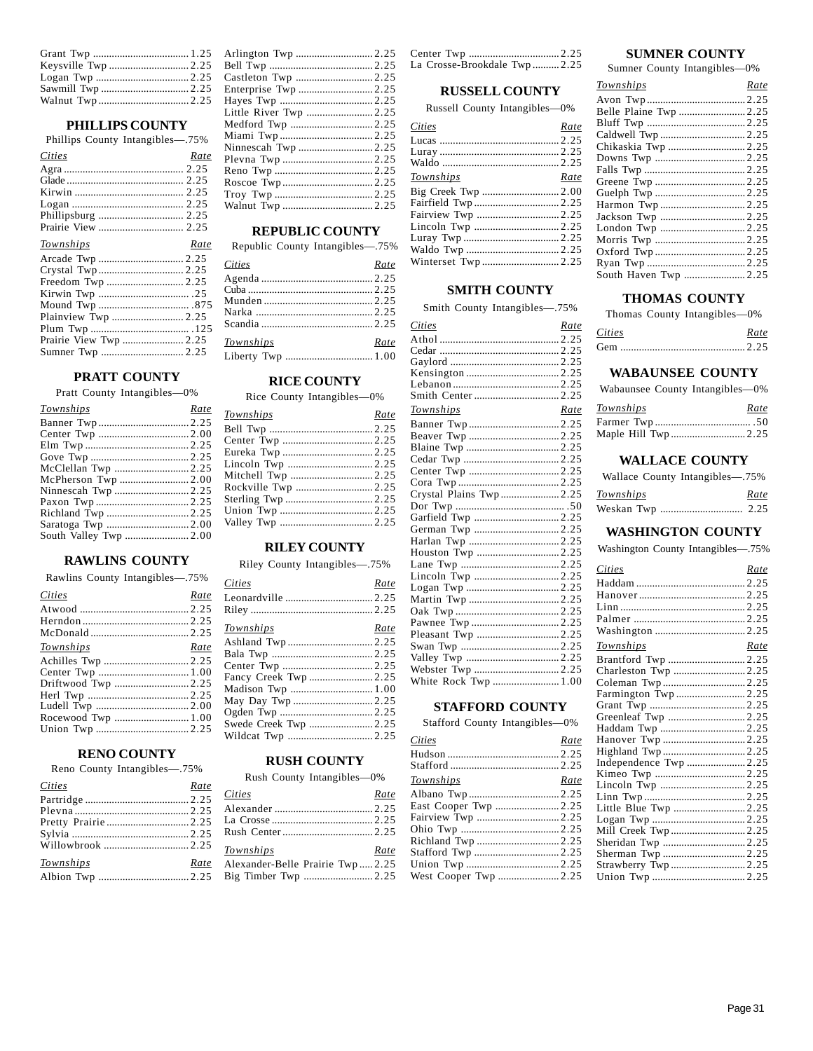| | |
|---|---|
| Grant Twp | 1.25 |
| Keysville Twp | 2.25 |
| Logan Twp | 2.25 |
| Sawmill Twp | 2.25 |
| Walnut Twp | 2.25 |

### PHILLIPS COUNTY

Phillips County Intangibles—.75%

| *Cities* | *Rate* |
|---|---|
| Agra | 2.25 |
| Glade | 2.25 |
| Kirwin | 2.25 |
| Logan | 2.25 |
| Phillipsburg | 2.25 |
| Prairie View | 2.25 |

| *Townships* | *Rate* |
|---|---|
| Arcade Twp | 2.25 |
| Crystal Twp | 2.25 |
| Freedom Twp | 2.25 |
| Kirwin Twp | .25 |
| Mound Twp | .875 |
| Plainview Twp | 2.25 |
| Plum Twp | .125 |
| Prairie View Twp | 2.25 |
| Sumner Twp | 2.25 |

### PRATT COUNTY

Pratt County Intangibles—0%

| *Townships* | *Rate* |
|---|---|
| Banner Twp | 2.25 |
| Center Twp | 2.00 |
| Elm Twp | 2.25 |
| Gove Twp | 2.25 |
| McClellan Twp | 2.25 |
| McPherson Twp | 2.00 |
| Ninnescah Twp | 2.25 |
| Paxon Twp | 2.25 |
| Richland Twp | 2.25 |
| Saratoga Twp | 2.00 |
| South Valley Twp | 2.00 |

### RAWLINS COUNTY

Rawlins County Intangibles—.75%

| *Cities* | *Rate* |
|---|---|
| Atwood | 2.25 |
| Herndon | 2.25 |
| McDonald | 2.25 |

| *Townships* | *Rate* |
|---|---|
| Achilles Twp | 2.25 |
| Center Twp | 1.00 |
| Driftwood Twp | 2.25 |
| Herl Twp | 2.25 |
| Ludell Twp | 2.00 |
| Rocewood Twp | 1.00 |
| Union Twp | 2.25 |

### RENO COUNTY

Reno County Intangibles—.75%

| *Cities* | *Rate* |
|---|---|
| Partridge | 2.25 |
| Plevna | 2.25 |
| Pretty Prairie | 2.25 |
| Sylvia | 2.25 |
| Willowbrook | 2.25 |

| *Townships* | *Rate* |
|---|---|
| Albion Twp | 2.25 |
| Arlington Twp | 2.25 |
| Bell Twp | 2.25 |
| Castleton Twp | 2.25 |
| Enterprise Twp | 2.25 |
| Hayes Twp | 2.25 |
| Little River Twp | 2.25 |
| Medford Twp | 2.25 |
| Miami Twp | 2.25 |
| Ninnescah Twp | 2.25 |
| Plevna Twp | 2.25 |
| Reno Twp | 2.25 |
| Roscoe Twp | 2.25 |
| Troy Twp | 2.25 |
| Walnut Twp | 2.25 |

### REPUBLIC COUNTY

Republic County Intangibles—.75%

| *Cities* | *Rate* |
|---|---|
| Agenda | 2.25 |
| Cuba | 2.25 |
| Munden | 2.25 |
| Narka | 2.25 |
| Scandia | 2.25 |

| *Townships* | *Rate* |
|---|---|
| Liberty Twp | 1.00 |

### RICE COUNTY

Rice County Intangibles—0%

| *Townships* | *Rate* |
|---|---|
| Bell Twp | 2.25 |
| Center Twp | 2.25 |
| Eureka Twp | 2.25 |
| Lincoln Twp | 2.25 |
| Mitchell Twp | 2.25 |
| Rockville Twp | 2.25 |
| Sterling Twp | 2.25 |
| Union Twp | 2.25 |
| Valley Twp | 2.25 |

### RILEY COUNTY

Riley County Intangibles—.75%

| *Cities* | *Rate* |
|---|---|
| Leonardville | 2.25 |
| Riley | 2.25 |

| *Townships* | *Rate* |
|---|---|
| Ashland Twp | 2.25 |
| Bala Twp | 2.25 |
| Center Twp | 2.25 |
| Fancy Creek Twp | 2.25 |
| Madison Twp | 1.00 |
| May Day Twp | 2.25 |
| Ogden Twp | 2.25 |
| Swede Creek Twp | 2.25 |
| Wildcat Twp | 2.25 |

### RUSH COUNTY

Rush County Intangibles—0%

| *Cities* | *Rate* |
|---|---|
| Alexander | 2.25 |
| La Crosse | 2.25 |
| Rush Center | 2.25 |

| *Townships* | *Rate* |
|---|---|
| Alexander-Belle Prairie Twp | 2.25 |
| Big Timber Twp | 2.25 |
| Center Twp | 2.25 |
| La Crosse-Brookdale Twp | 2.25 |

### RUSSELL COUNTY

Russell County Intangibles—0%

| *Cities* | *Rate* |
|---|---|
| Lucas | 2.25 |
| Luray | 2.25 |
| Waldo | 2.25 |

| *Townships* | *Rate* |
|---|---|
| Big Creek Twp | 2.00 |
| Fairfield Twp | 2.25 |
| Fairview Twp | 2.25 |
| Lincoln Twp | 2.25 |
| Luray Twp | 2.25 |
| Waldo Twp | 2.25 |
| Winterset Twp | 2.25 |

### SMITH COUNTY

Smith County Intangibles—.75%

| *Cities* | *Rate* |
|---|---|
| Athol | 2.25 |
| Cedar | 2.25 |
| Gaylord | 2.25 |
| Kensington | 2.25 |
| Lebanon | 2.25 |
| Smith Center | 2.25 |

| *Townships* | *Rate* |
|---|---|
| Banner Twp | 2.25 |
| Beaver Twp | 2.25 |
| Blaine Twp | 2.25 |
| Cedar Twp | 2.25 |
| Center Twp | 2.25 |
| Cora Twp | 2.25 |
| Crystal Plains Twp | 2.25 |
| Dor Twp | .50 |
| Garfield Twp | 2.25 |
| German Twp | 2.25 |
| Harlan Twp | 2.25 |
| Houston Twp | 2.25 |
| Lane Twp | 2.25 |
| Lincoln Twp | 2.25 |
| Logan Twp | 2.25 |
| Martin Twp | 2.25 |
| Oak Twp | 2.25 |
| Pawnee Twp | 2.25 |
| Pleasant Twp | 2.25 |
| Swan Twp | 2.25 |
| Valley Twp | 2.25 |
| Webster Twp | 2.25 |
| White Rock Twp | 1.00 |

### STAFFORD COUNTY

Stafford County Intangibles—0%

| *Cities* | *Rate* |
|---|---|
| Hudson | 2.25 |
| Stafford | 2.25 |

| *Townships* | *Rate* |
|---|---|
| Albano Twp | 2.25 |
| East Cooper Twp | 2.25 |
| Fairview Twp | 2.25 |
| Ohio Twp | 2.25 |
| Richland Twp | 2.25 |
| Stafford Twp | 2.25 |
| Union Twp | 2.25 |
| West Cooper Twp | 2.25 |

### SUMNER COUNTY

Sumner County Intangibles—0%

| *Townships* | *Rate* |
|---|---|
| Avon Twp | 2.25 |
| Belle Plaine Twp | 2.25 |
| Bluff Twp | 2.25 |
| Caldwell Twp | 2.25 |
| Chikaskia Twp | 2.25 |
| Downs Twp | 2.25 |
| Falls Twp | 2.25 |
| Greene Twp | 2.25 |
| Guelph Twp | 2.25 |
| Harmon Twp | 2.25 |
| Jackson Twp | 2.25 |
| London Twp | 2.25 |
| Morris Twp | 2.25 |
| Oxford Twp | 2.25 |
| Ryan Twp | 2.25 |
| South Haven Twp | 2.25 |

### THOMAS COUNTY

Thomas County Intangibles—0%

| *Cities* | *Rate* |
|---|---|
| Gem | 2.25 |

### WABAUNSEE COUNTY

Wabaunsee County Intangibles—0%

| *Townships* | *Rate* |
|---|---|
| Farmer Twp | .50 |
| Maple Hill Twp | 2.25 |

### WALLACE COUNTY

Wallace County Intangibles—.75%

| *Townships* | *Rate* |
|---|---|
| Weskan Twp | 2.25 |

### WASHINGTON COUNTY

Washington County Intangibles—.75%

| *Cities* | *Rate* |
|---|---|
| Haddam | 2.25 |
| Hanover | 2.25 |
| Linn | 2.25 |
| Palmer | 2.25 |
| Washington | 2.25 |

| *Townships* | *Rate* |
|---|---|
| Brantford Twp | 2.25 |
| Charleston Twp | 2.25 |
| Coleman Twp | 2.25 |
| Farmington Twp | 2.25 |
| Grant Twp | 2.25 |
| Greenleaf Twp | 2.25 |
| Haddam Twp | 2.25 |
| Hanover Twp | 2.25 |
| Highland Twp | 2.25 |
| Independence Twp | 2.25 |
| Kimeo Twp | 2.25 |
| Lincoln Twp | 2.25 |
| Linn Twp | 2.25 |
| Little Blue Twp | 2.25 |
| Logan Twp | 2.25 |
| Mill Creek Twp | 2.25 |
| Sheridan Twp | 2.25 |
| Sherman Twp | 2.25 |
| Strawberry Twp | 2.25 |
| Union Twp | 2.25 |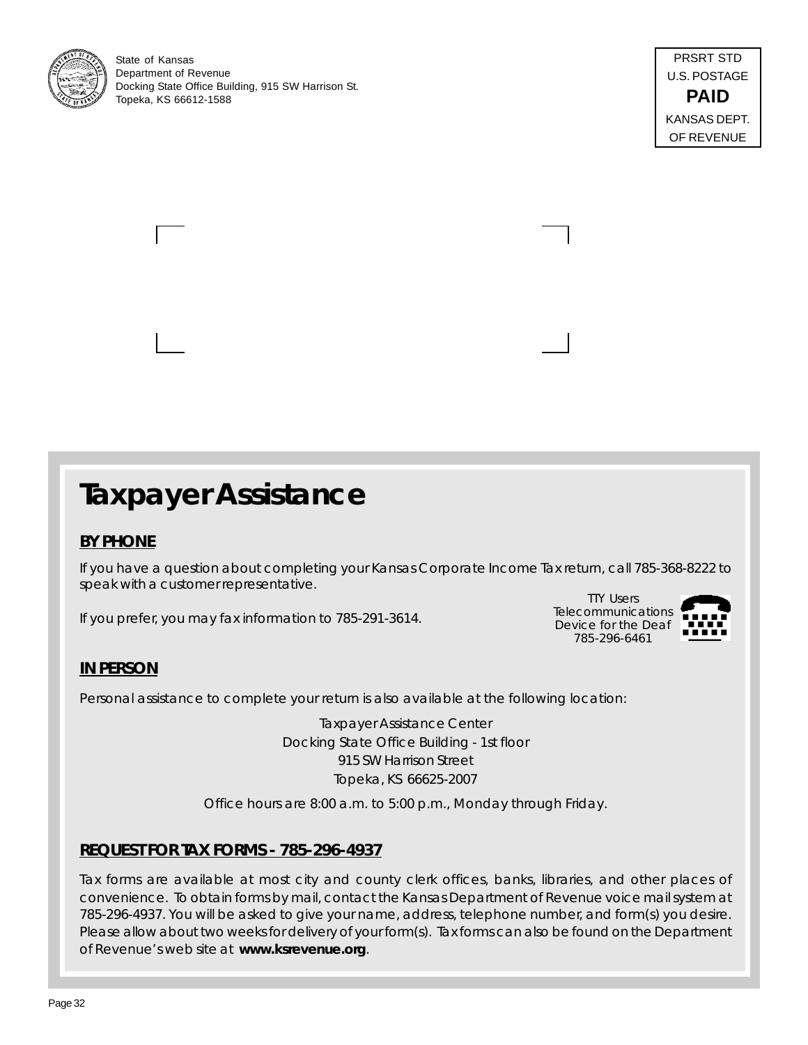State of Kansas
Department of Revenue
Docking State Office Building, 915 SW Harrison St.
Topeka, KS 66612-1588

PRSRT STD
U.S. POSTAGE
**PAID**
KANSAS DEPT.
OF REVENUE

# Taxpayer Assistance

## BY PHONE

If you have a question about completing your Kansas Corporate Income Tax return, call 785-368-8222 to speak with a customer representative.

If you prefer, you may fax information to 785-291-3614.

TTY Users
Telecommunications
Device for the Deaf
785-296-6461

## IN PERSON

Personal assistance to complete your return is also available at the following location:

Taxpayer Assistance Center
Docking State Office Building - 1st floor
915 SW Harrison Street
Topeka, KS 66625-2007

Office hours are 8:00 a.m. to 5:00 p.m., Monday through Friday.

## REQUEST FOR TAX FORMS - 785-296-4937

Tax forms are available at most city and county clerk offices, banks, libraries, and other places of convenience. To obtain forms by mail, contact the Kansas Department of Revenue voice mail system at 785-296-4937. You will be asked to give your name, address, telephone number, and form(s) you desire. Please allow about two weeks for delivery of your form(s). Tax forms can also be found on the Department of Revenue's web site at **www.ksrevenue.org**.